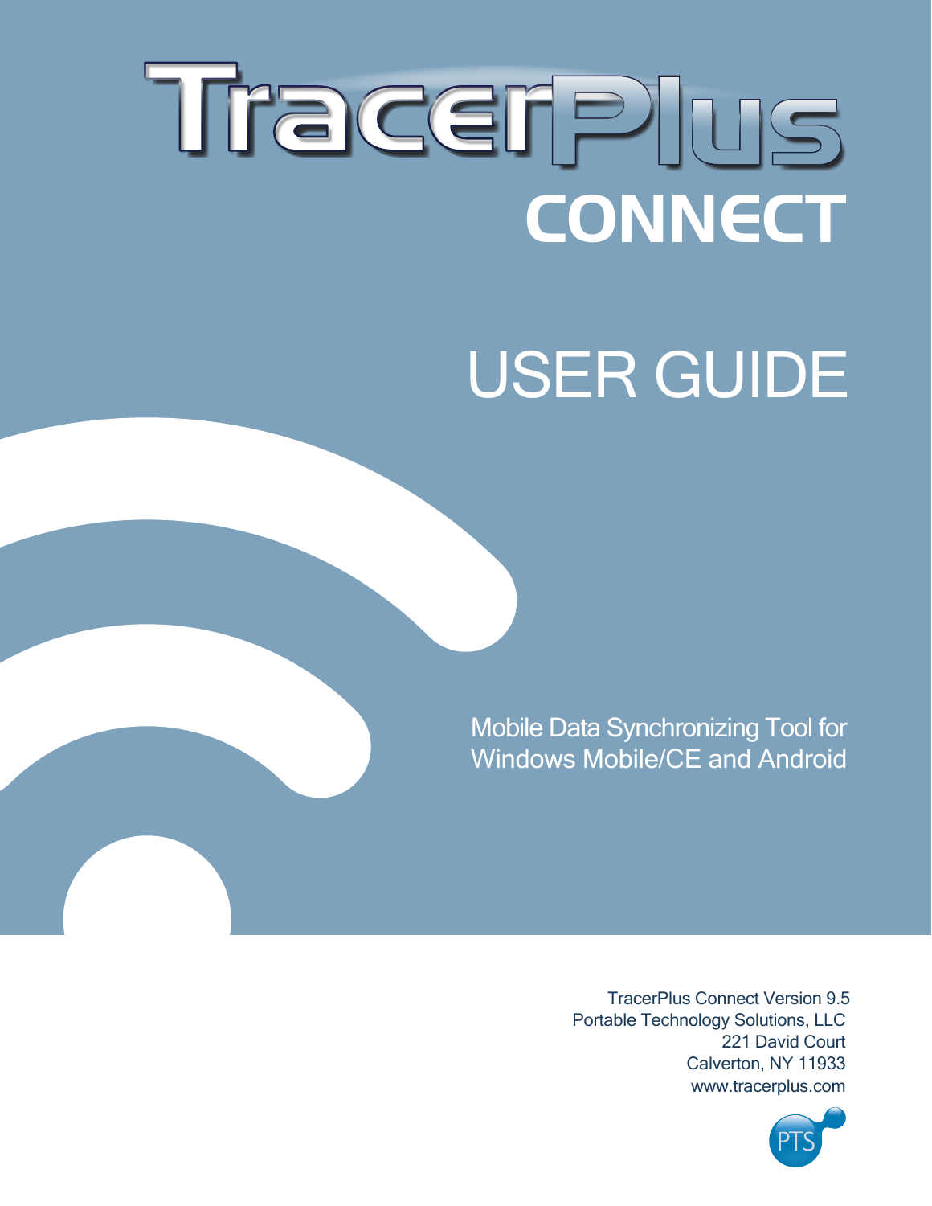# TracerPlus CONNECT

# USER GUIDE

Mobile Data Synchronizing Tool for Windows Mobile/CE and Android

TracerPlus Connect Version 9.5
Portable Technology Solutions, LLC
221 David Court
Calverton, NY 11933
www.tracerplus.com

PTS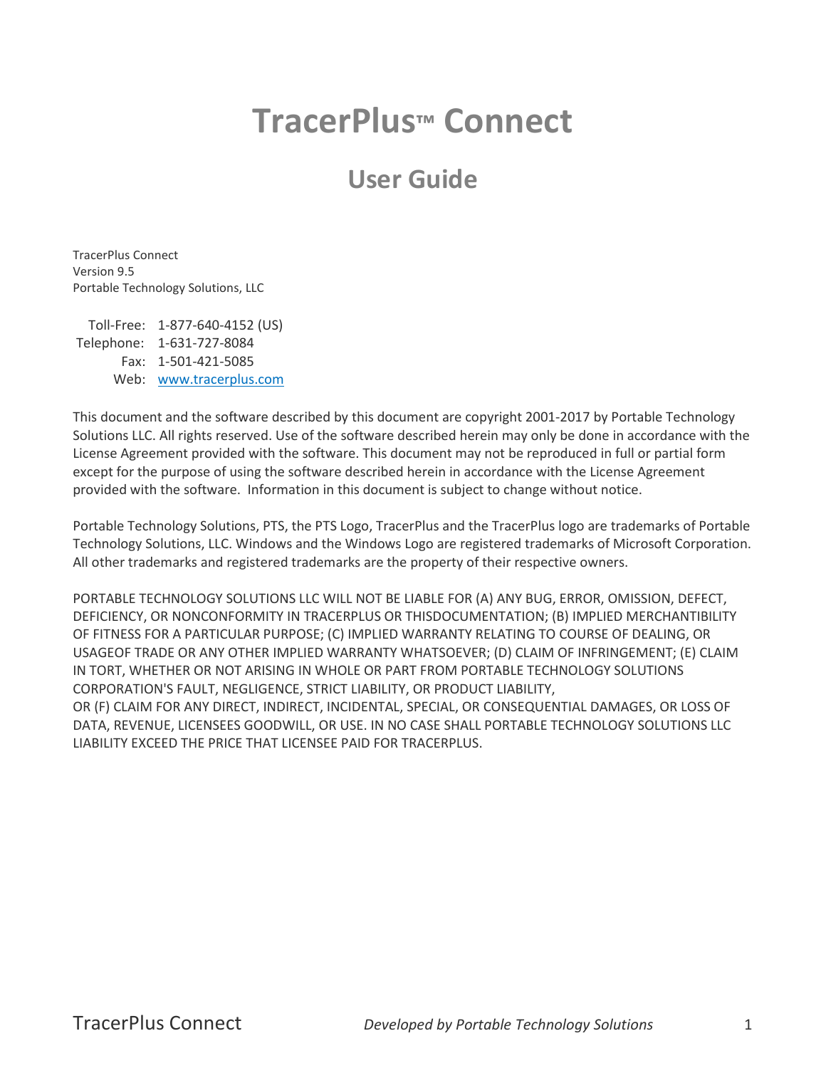# TracerPlus™ Connect

## User Guide

TracerPlus Connect
Version 9.5
Portable Technology Solutions, LLC

Toll-Free: 1-877-640-4152 (US)
Telephone: 1-631-727-8084
Fax: 1-501-421-5085
Web: [www.tracerplus.com](http://www.tracerplus.com)

This document and the software described by this document are copyright 2001-2017 by Portable Technology Solutions LLC. All rights reserved. Use of the software described herein may only be done in accordance with the License Agreement provided with the software. This document may not be reproduced in full or partial form except for the purpose of using the software described herein in accordance with the License Agreement provided with the software. Information in this document is subject to change without notice.

Portable Technology Solutions, PTS, the PTS Logo, TracerPlus and the TracerPlus logo are trademarks of Portable Technology Solutions, LLC. Windows and the Windows Logo are registered trademarks of Microsoft Corporation. All other trademarks and registered trademarks are the property of their respective owners.

PORTABLE TECHNOLOGY SOLUTIONS LLC WILL NOT BE LIABLE FOR (A) ANY BUG, ERROR, OMISSION, DEFECT, DEFICIENCY, OR NONCONFORMITY IN TRACERPLUS OR THISDOCUMENTATION; (B) IMPLIED MERCHANTIBILITY OF FITNESS FOR A PARTICULAR PURPOSE; (C) IMPLIED WARRANTY RELATING TO COURSE OF DEALING, OR USAGEOF TRADE OR ANY OTHER IMPLIED WARRANTY WHATSOEVER; (D) CLAIM OF INFRINGEMENT; (E) CLAIM IN TORT, WHETHER OR NOT ARISING IN WHOLE OR PART FROM PORTABLE TECHNOLOGY SOLUTIONS CORPORATION'S FAULT, NEGLIGENCE, STRICT LIABILITY, OR PRODUCT LIABILITY,
OR (F) CLAIM FOR ANY DIRECT, INDIRECT, INCIDENTAL, SPECIAL, OR CONSEQUENTIAL DAMAGES, OR LOSS OF DATA, REVENUE, LICENSEES GOODWILL, OR USE. IN NO CASE SHALL PORTABLE TECHNOLOGY SOLUTIONS LLC LIABILITY EXCEED THE PRICE THAT LICENSEE PAID FOR TRACERPLUS.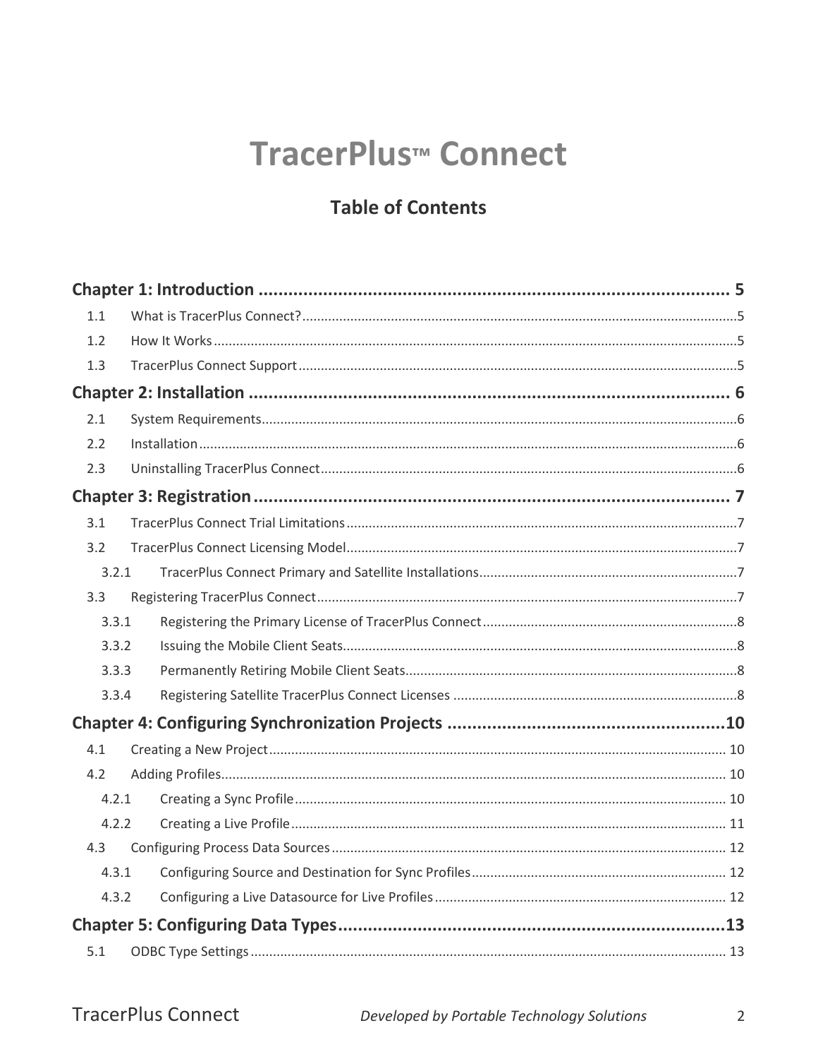# TracerPlus™ Connect

## Table of Contents

**Chapter 1: Introduction ... 5**

- 1.1 What is TracerPlus Connect? ... 5
- 1.2 How It Works ... 5
- 1.3 TracerPlus Connect Support ... 5

**Chapter 2: Installation ... 6**

- 2.1 System Requirements ... 6
- 2.2 Installation ... 6
- 2.3 Uninstalling TracerPlus Connect ... 6

**Chapter 3: Registration ... 7**

- 3.1 TracerPlus Connect Trial Limitations ... 7
- 3.2 TracerPlus Connect Licensing Model ... 7
  - 3.2.1 TracerPlus Connect Primary and Satellite Installations ... 7
- 3.3 Registering TracerPlus Connect ... 7
  - 3.3.1 Registering the Primary License of TracerPlus Connect ... 8
  - 3.3.2 Issuing the Mobile Client Seats ... 8
  - 3.3.3 Permanently Retiring Mobile Client Seats ... 8
  - 3.3.4 Registering Satellite TracerPlus Connect Licenses ... 8

**Chapter 4: Configuring Synchronization Projects ... 10**

- 4.1 Creating a New Project ... 10
- 4.2 Adding Profiles ... 10
  - 4.2.1 Creating a Sync Profile ... 10
  - 4.2.2 Creating a Live Profile ... 11
- 4.3 Configuring Process Data Sources ... 12
  - 4.3.1 Configuring Source and Destination for Sync Profiles ... 12
  - 4.3.2 Configuring a Live Datasource for Live Profiles ... 12

**Chapter 5: Configuring Data Types ... 13**

- 5.1 ODBC Type Settings ... 13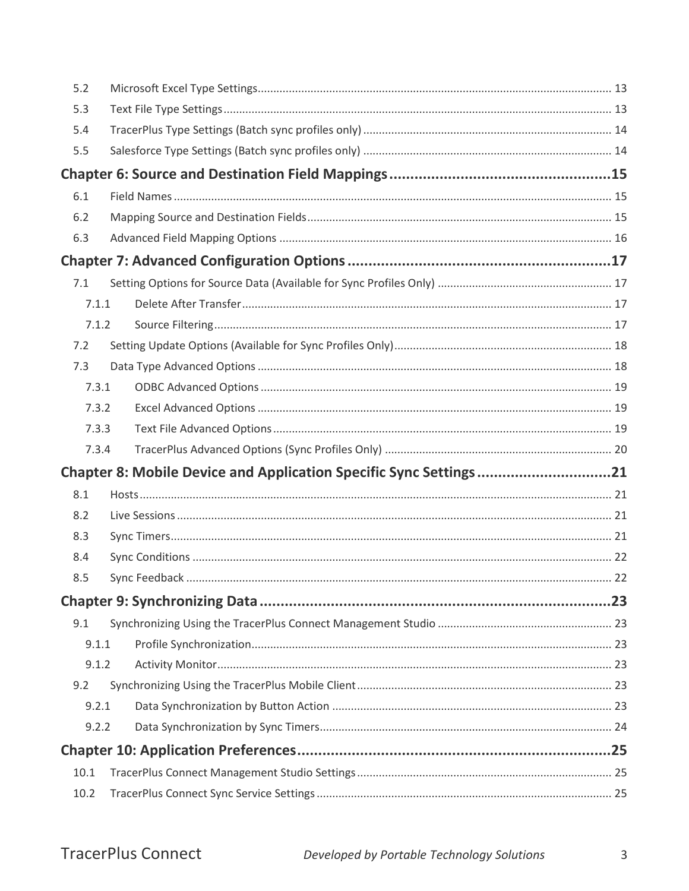5.2 Microsoft Excel Type Settings ..... 13
5.3 Text File Type Settings ..... 13
5.4 TracerPlus Type Settings (Batch sync profiles only) ..... 14
5.5 Salesforce Type Settings (Batch sync profiles only) ..... 14

**Chapter 6: Source and Destination Field Mappings ..... 15**

6.1 Field Names ..... 15
6.2 Mapping Source and Destination Fields ..... 15
6.3 Advanced Field Mapping Options ..... 16

**Chapter 7: Advanced Configuration Options ..... 17**

7.1 Setting Options for Source Data (Available for Sync Profiles Only) ..... 17
7.1.1 Delete After Transfer ..... 17
7.1.2 Source Filtering ..... 17
7.2 Setting Update Options (Available for Sync Profiles Only) ..... 18
7.3 Data Type Advanced Options ..... 18
7.3.1 ODBC Advanced Options ..... 19
7.3.2 Excel Advanced Options ..... 19
7.3.3 Text File Advanced Options ..... 19
7.3.4 TracerPlus Advanced Options (Sync Profiles Only) ..... 20

**Chapter 8: Mobile Device and Application Specific Sync Settings ..... 21**

8.1 Hosts ..... 21
8.2 Live Sessions ..... 21
8.3 Sync Timers ..... 21
8.4 Sync Conditions ..... 22
8.5 Sync Feedback ..... 22

**Chapter 9: Synchronizing Data ..... 23**

9.1 Synchronizing Using the TracerPlus Connect Management Studio ..... 23
9.1.1 Profile Synchronization ..... 23
9.1.2 Activity Monitor ..... 23
9.2 Synchronizing Using the TracerPlus Mobile Client ..... 23
9.2.1 Data Synchronization by Button Action ..... 23
9.2.2 Data Synchronization by Sync Timers ..... 24

**Chapter 10: Application Preferences ..... 25**

10.1 TracerPlus Connect Management Studio Settings ..... 25
10.2 TracerPlus Connect Sync Service Settings ..... 25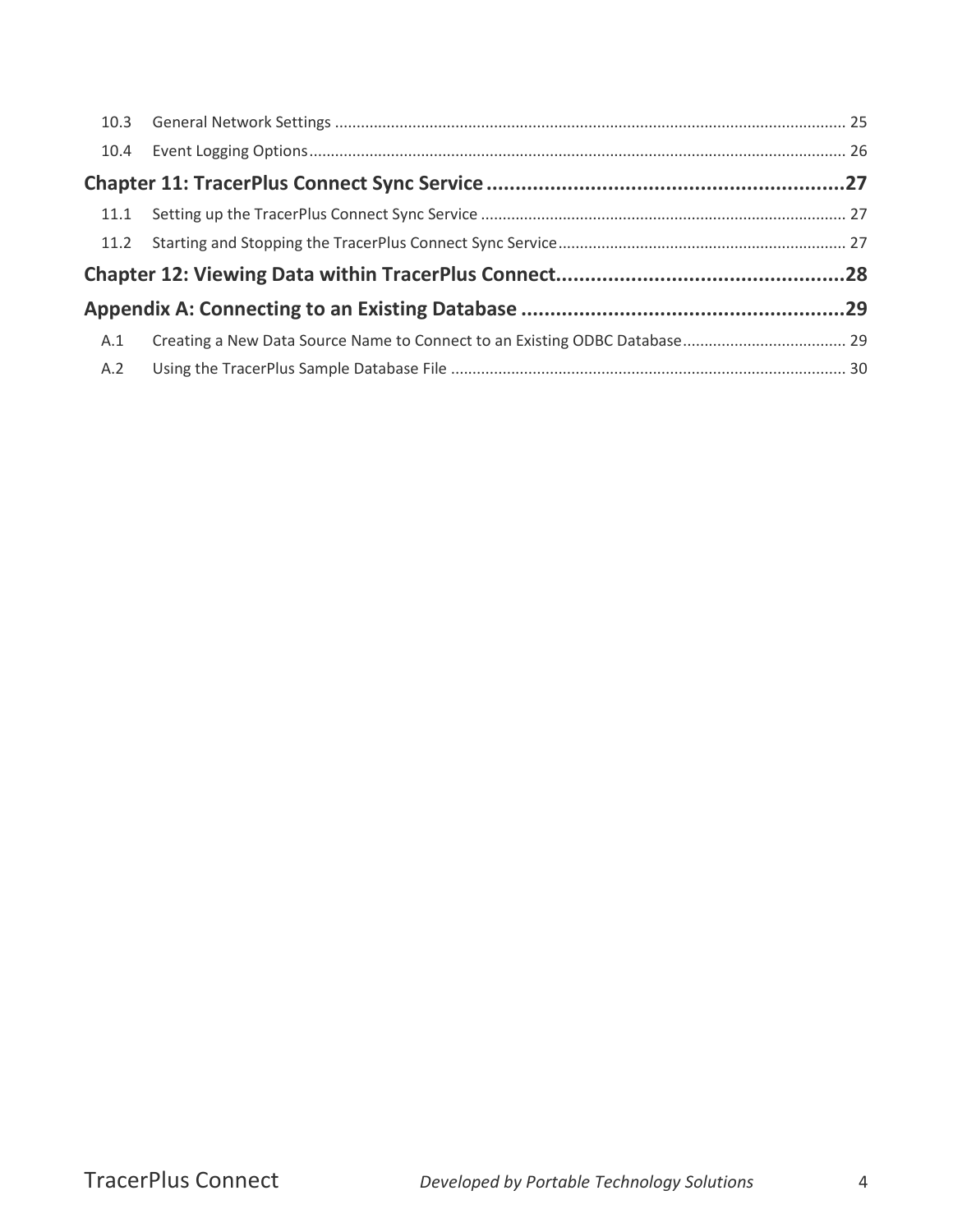10.3 General Network Settings ........................................................................................................ 25

10.4 Event Logging Options .............................................................................................................. 26

**Chapter 11: TracerPlus Connect Sync Service ....................................................................27**

11.1 Setting up the TracerPlus Connect Sync Service ...................................................................... 27

11.2 Starting and Stopping the TracerPlus Connect Sync Service .................................................... 27

**Chapter 12: Viewing Data within TracerPlus Connect.......................................................28**

**Appendix A: Connecting to an Existing Database ..............................................................29**

A.1 Creating a New Data Source Name to Connect to an Existing ODBC Database ........................ 29

A.2 Using the TracerPlus Sample Database File ............................................................................. 30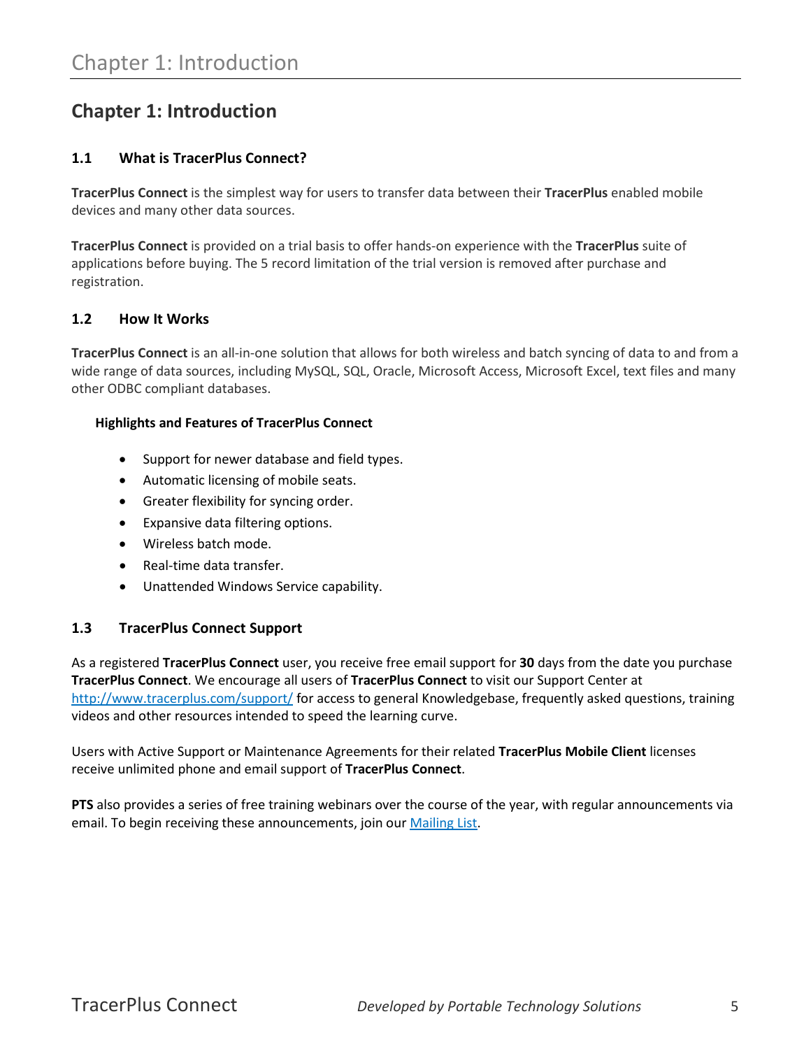# Chapter 1: Introduction

## 1.1 What is TracerPlus Connect?

**TracerPlus Connect** is the simplest way for users to transfer data between their **TracerPlus** enabled mobile devices and many other data sources.

**TracerPlus Connect** is provided on a trial basis to offer hands-on experience with the **TracerPlus** suite of applications before buying. The 5 record limitation of the trial version is removed after purchase and registration.

## 1.2 How It Works

**TracerPlus Connect** is an all-in-one solution that allows for both wireless and batch syncing of data to and from a wide range of data sources, including MySQL, SQL, Oracle, Microsoft Access, Microsoft Excel, text files and many other ODBC compliant databases.

**Highlights and Features of TracerPlus Connect**

- Support for newer database and field types.
- Automatic licensing of mobile seats.
- Greater flexibility for syncing order.
- Expansive data filtering options.
- Wireless batch mode.
- Real-time data transfer.
- Unattended Windows Service capability.

## 1.3 TracerPlus Connect Support

As a registered **TracerPlus Connect** user, you receive free email support for **30** days from the date you purchase **TracerPlus Connect**. We encourage all users of **TracerPlus Connect** to visit our Support Center at [http://www.tracerplus.com/support/](http://www.tracerplus.com/support/) for access to general Knowledgebase, frequently asked questions, training videos and other resources intended to speed the learning curve.

Users with Active Support or Maintenance Agreements for their related **TracerPlus Mobile Client** licenses receive unlimited phone and email support of **TracerPlus Connect**.

**PTS** also provides a series of free training webinars over the course of the year, with regular announcements via email. To begin receiving these announcements, join our Mailing List.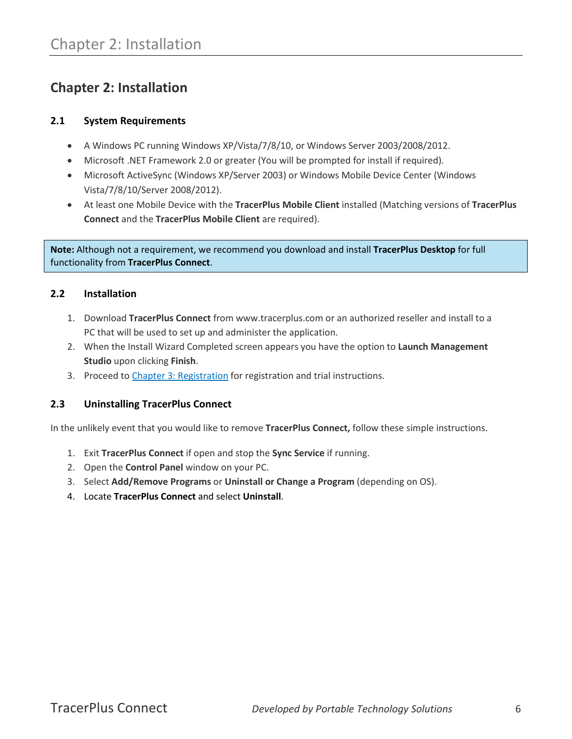# Chapter 2: Installation

### 2.1 System Requirements

- A Windows PC running Windows XP/Vista/7/8/10, or Windows Server 2003/2008/2012.
- Microsoft .NET Framework 2.0 or greater (You will be prompted for install if required).
- Microsoft ActiveSync (Windows XP/Server 2003) or Windows Mobile Device Center (Windows Vista/7/8/10/Server 2008/2012).
- At least one Mobile Device with the **TracerPlus Mobile Client** installed (Matching versions of **TracerPlus Connect** and the **TracerPlus Mobile Client** are required).

**Note:** Although not a requirement, we recommend you download and install **TracerPlus Desktop** for full functionality from **TracerPlus Connect**.

### 2.2 Installation

1. Download **TracerPlus Connect** from www.tracerplus.com or an authorized reseller and install to a PC that will be used to set up and administer the application.
2. When the Install Wizard Completed screen appears you have the option to **Launch Management Studio** upon clicking **Finish**.
3. Proceed to Chapter 3: Registration for registration and trial instructions.

### 2.3 Uninstalling TracerPlus Connect

In the unlikely event that you would like to remove **TracerPlus Connect,** follow these simple instructions.

1. Exit **TracerPlus Connect** if open and stop the **Sync Service** if running.
2. Open the **Control Panel** window on your PC.
3. Select **Add/Remove Programs** or **Uninstall or Change a Program** (depending on OS).
4. Locate **TracerPlus Connect** and select **Uninstall**.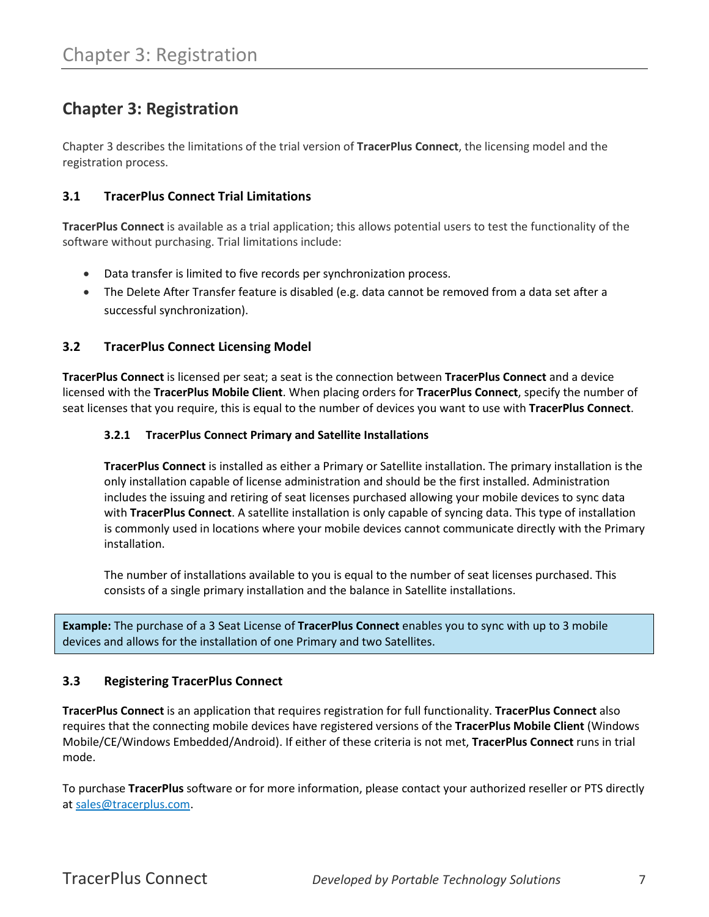# Chapter 3: Registration

Chapter 3 describes the limitations of the trial version of **TracerPlus Connect**, the licensing model and the registration process.

## 3.1 TracerPlus Connect Trial Limitations

**TracerPlus Connect** is available as a trial application; this allows potential users to test the functionality of the software without purchasing. Trial limitations include:

- Data transfer is limited to five records per synchronization process.
- The Delete After Transfer feature is disabled (e.g. data cannot be removed from a data set after a successful synchronization).

## 3.2 TracerPlus Connect Licensing Model

**TracerPlus Connect** is licensed per seat; a seat is the connection between **TracerPlus Connect** and a device licensed with the **TracerPlus Mobile Client**. When placing orders for **TracerPlus Connect**, specify the number of seat licenses that you require, this is equal to the number of devices you want to use with **TracerPlus Connect**.

### 3.2.1 TracerPlus Connect Primary and Satellite Installations

**TracerPlus Connect** is installed as either a Primary or Satellite installation. The primary installation is the only installation capable of license administration and should be the first installed. Administration includes the issuing and retiring of seat licenses purchased allowing your mobile devices to sync data with **TracerPlus Connect**. A satellite installation is only capable of syncing data. This type of installation is commonly used in locations where your mobile devices cannot communicate directly with the Primary installation.

The number of installations available to you is equal to the number of seat licenses purchased. This consists of a single primary installation and the balance in Satellite installations.

**Example:** The purchase of a 3 Seat License of **TracerPlus Connect** enables you to sync with up to 3 mobile devices and allows for the installation of one Primary and two Satellites.

## 3.3 Registering TracerPlus Connect

**TracerPlus Connect** is an application that requires registration for full functionality. **TracerPlus Connect** also requires that the connecting mobile devices have registered versions of the **TracerPlus Mobile Client** (Windows Mobile/CE/Windows Embedded/Android). If either of these criteria is not met, **TracerPlus Connect** runs in trial mode.

To purchase **TracerPlus** software or for more information, please contact your authorized reseller or PTS directly at sales@tracerplus.com.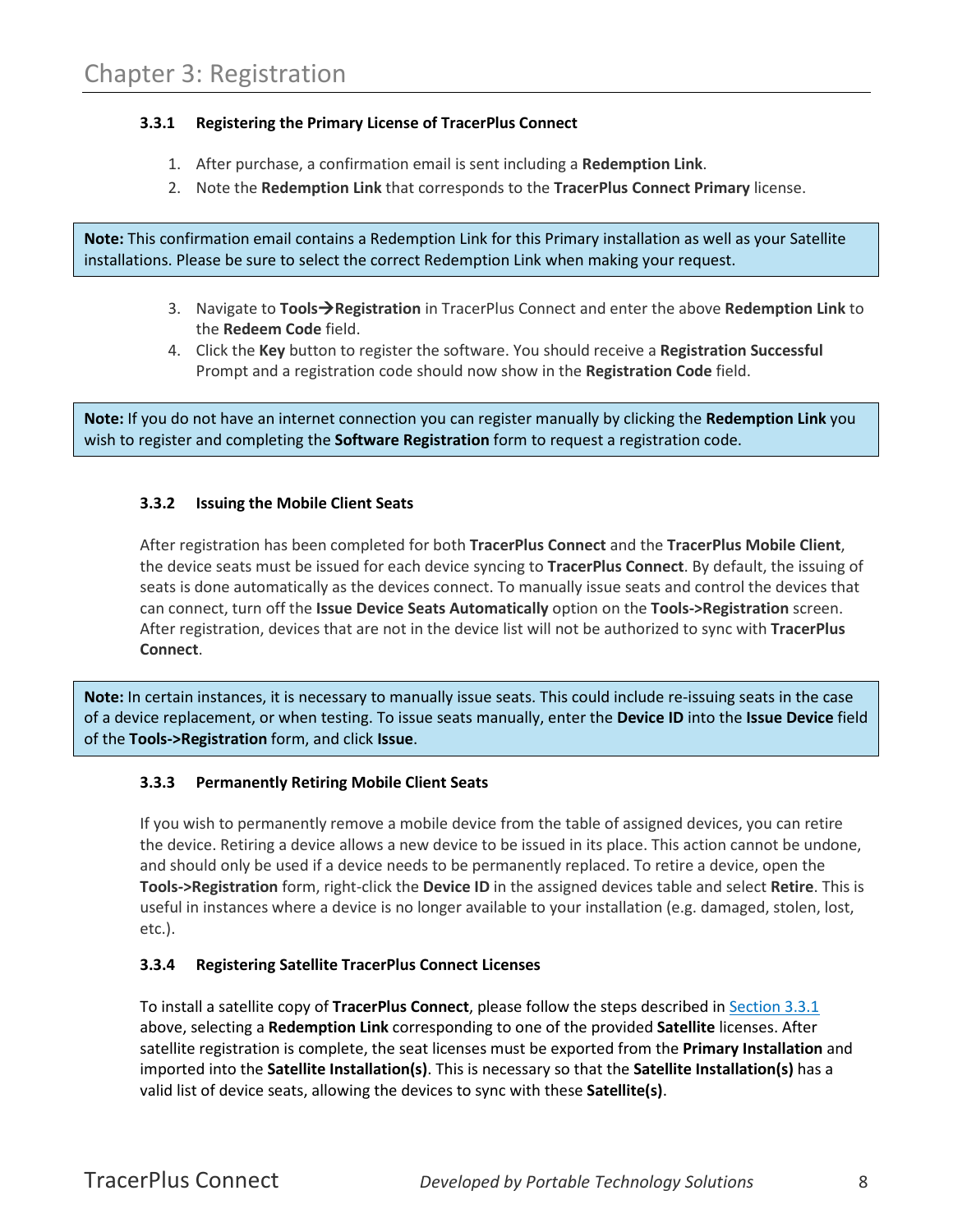# Chapter 3: Registration

### 3.3.1 Registering the Primary License of TracerPlus Connect

1. After purchase, a confirmation email is sent including a **Redemption Link**.
2. Note the **Redemption Link** that corresponds to the **TracerPlus Connect Primary** license.

> **Note:** This confirmation email contains a Redemption Link for this Primary installation as well as your Satellite installations. Please be sure to select the correct Redemption Link when making your request.

3. Navigate to **Tools→Registration** in TracerPlus Connect and enter the above **Redemption Link** to the **Redeem Code** field.
4. Click the **Key** button to register the software. You should receive a **Registration Successful** Prompt and a registration code should now show in the **Registration Code** field.

> **Note:** If you do not have an internet connection you can register manually by clicking the **Redemption Link** you wish to register and completing the **Software Registration** form to request a registration code.

### 3.3.2 Issuing the Mobile Client Seats

After registration has been completed for both **TracerPlus Connect** and the **TracerPlus Mobile Client**, the device seats must be issued for each device syncing to **TracerPlus Connect**. By default, the issuing of seats is done automatically as the devices connect. To manually issue seats and control the devices that can connect, turn off the **Issue Device Seats Automatically** option on the **Tools->Registration** screen. After registration, devices that are not in the device list will not be authorized to sync with **TracerPlus Connect**.

> **Note:** In certain instances, it is necessary to manually issue seats. This could include re-issuing seats in the case of a device replacement, or when testing. To issue seats manually, enter the **Device ID** into the **Issue Device** field of the **Tools->Registration** form, and click **Issue**.

### 3.3.3 Permanently Retiring Mobile Client Seats

If you wish to permanently remove a mobile device from the table of assigned devices, you can retire the device. Retiring a device allows a new device to be issued in its place. This action cannot be undone, and should only be used if a device needs to be permanently replaced. To retire a device, open the **Tools->Registration** form, right-click the **Device ID** in the assigned devices table and select **Retire**. This is useful in instances where a device is no longer available to your installation (e.g. damaged, stolen, lost, etc.).

### 3.3.4 Registering Satellite TracerPlus Connect Licenses

To install a satellite copy of **TracerPlus Connect**, please follow the steps described in Section 3.3.1 above, selecting a **Redemption Link** corresponding to one of the provided **Satellite** licenses. After satellite registration is complete, the seat licenses must be exported from the **Primary Installation** and imported into the **Satellite Installation(s)**. This is necessary so that the **Satellite Installation(s)** has a valid list of device seats, allowing the devices to sync with these **Satellite(s)**.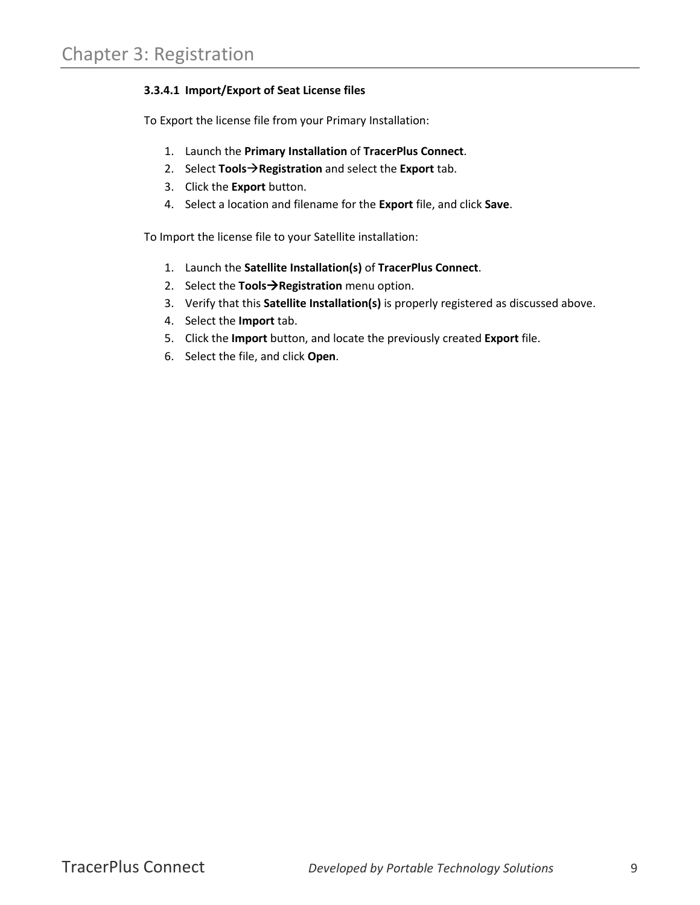#### 3.3.4.1 Import/Export of Seat License files

To Export the license file from your Primary Installation:

1. Launch the **Primary Installation** of **TracerPlus Connect**.
2. Select **Tools→Registration** and select the **Export** tab.
3. Click the **Export** button.
4. Select a location and filename for the **Export** file, and click **Save**.

To Import the license file to your Satellite installation:

1. Launch the **Satellite Installation(s)** of **TracerPlus Connect**.
2. Select the **Tools→Registration** menu option.
3. Verify that this **Satellite Installation(s)** is properly registered as discussed above.
4. Select the **Import** tab.
5. Click the **Import** button, and locate the previously created **Export** file.
6. Select the file, and click **Open**.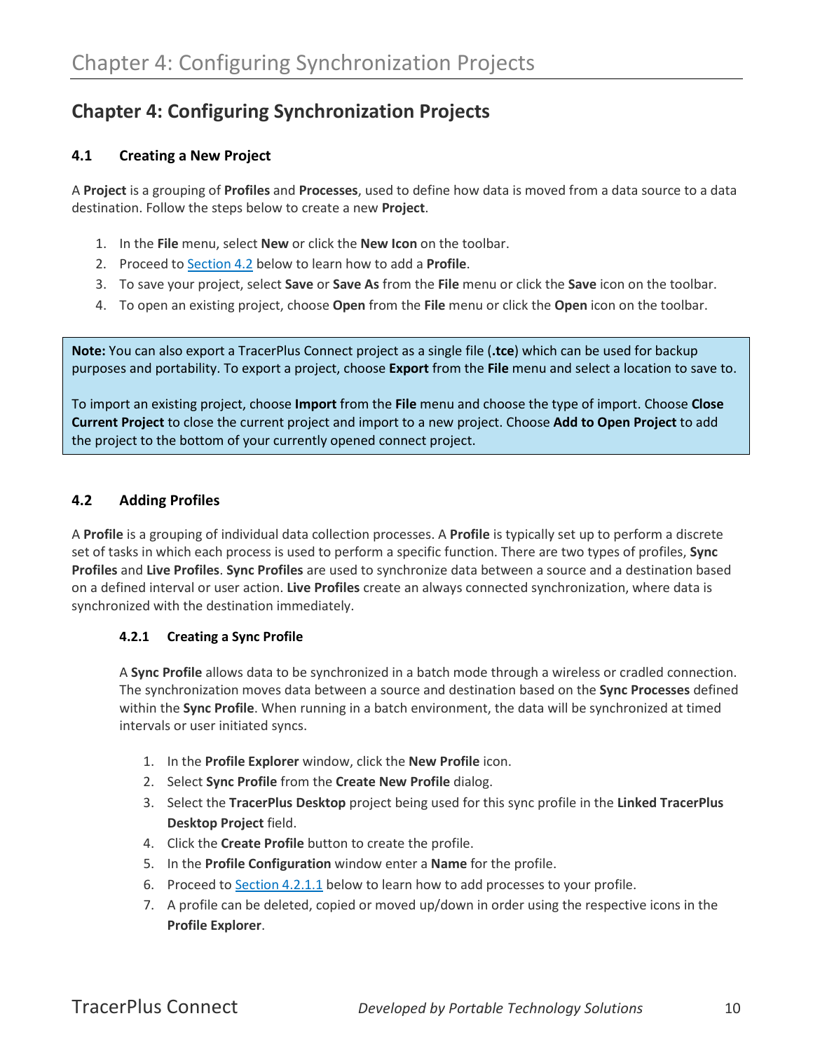# Chapter 4: Configuring Synchronization Projects

## 4.1 Creating a New Project

A **Project** is a grouping of **Profiles** and **Processes**, used to define how data is moved from a data source to a data destination. Follow the steps below to create a new **Project**.

1. In the **File** menu, select **New** or click the **New Icon** on the toolbar.
2. Proceed to Section 4.2 below to learn how to add a **Profile**.
3. To save your project, select **Save** or **Save As** from the **File** menu or click the **Save** icon on the toolbar.
4. To open an existing project, choose **Open** from the **File** menu or click the **Open** icon on the toolbar.

> **Note:** You can also export a TracerPlus Connect project as a single file (**.tce**) which can be used for backup purposes and portability. To export a project, choose **Export** from the **File** menu and select a location to save to.
>
> To import an existing project, choose **Import** from the **File** menu and choose the type of import. Choose **Close Current Project** to close the current project and import to a new project. Choose **Add to Open Project** to add the project to the bottom of your currently opened connect project.

## 4.2 Adding Profiles

A **Profile** is a grouping of individual data collection processes. A **Profile** is typically set up to perform a discrete set of tasks in which each process is used to perform a specific function. There are two types of profiles, **Sync Profiles** and **Live Profiles**. **Sync Profiles** are used to synchronize data between a source and a destination based on a defined interval or user action. **Live Profiles** create an always connected synchronization, where data is synchronized with the destination immediately.

### 4.2.1 Creating a Sync Profile

A **Sync Profile** allows data to be synchronized in a batch mode through a wireless or cradled connection. The synchronization moves data between a source and destination based on the **Sync Processes** defined within the **Sync Profile**. When running in a batch environment, the data will be synchronized at timed intervals or user initiated syncs.

1. In the **Profile Explorer** window, click the **New Profile** icon.
2. Select **Sync Profile** from the **Create New Profile** dialog.
3. Select the **TracerPlus Desktop** project being used for this sync profile in the **Linked TracerPlus Desktop Project** field.
4. Click the **Create Profile** button to create the profile.
5. In the **Profile Configuration** window enter a **Name** for the profile.
6. Proceed to Section 4.2.1.1 below to learn how to add processes to your profile.
7. A profile can be deleted, copied or moved up/down in order using the respective icons in the **Profile Explorer**.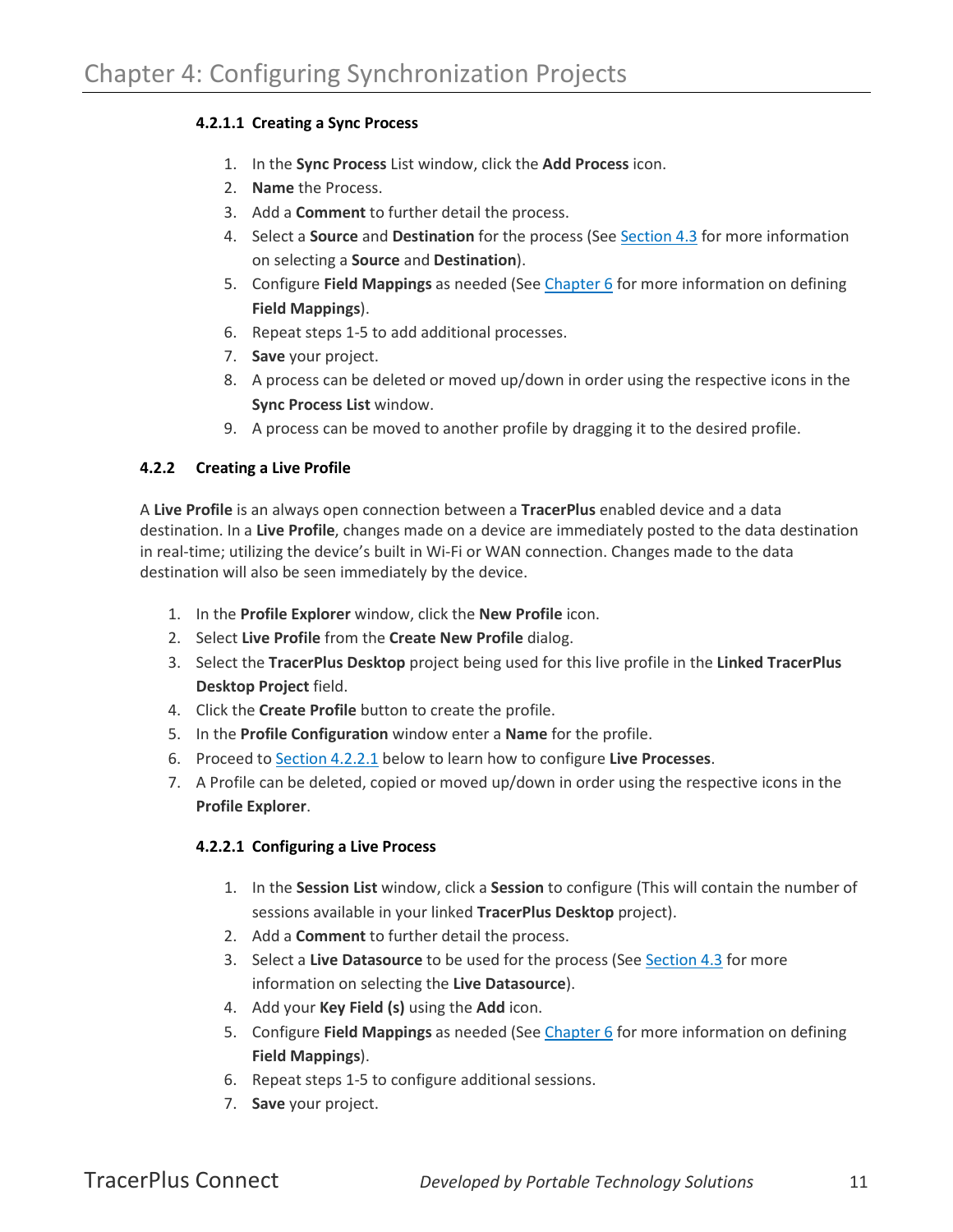#### 4.2.1.1 Creating a Sync Process

1. In the **Sync Process** List window, click the **Add Process** icon.
2. **Name** the Process.
3. Add a **Comment** to further detail the process.
4. Select a **Source** and **Destination** for the process (See Section 4.3 for more information on selecting a **Source** and **Destination**).
5. Configure **Field Mappings** as needed (See Chapter 6 for more information on defining **Field Mappings**).
6. Repeat steps 1-5 to add additional processes.
7. **Save** your project.
8. A process can be deleted or moved up/down in order using the respective icons in the **Sync Process List** window.
9. A process can be moved to another profile by dragging it to the desired profile.

### 4.2.2 Creating a Live Profile

A **Live Profile** is an always open connection between a **TracerPlus** enabled device and a data destination. In a **Live Profile**, changes made on a device are immediately posted to the data destination in real-time; utilizing the device's built in Wi-Fi or WAN connection. Changes made to the data destination will also be seen immediately by the device.

1. In the **Profile Explorer** window, click the **New Profile** icon.
2. Select **Live Profile** from the **Create New Profile** dialog.
3. Select the **TracerPlus Desktop** project being used for this live profile in the **Linked TracerPlus Desktop Project** field.
4. Click the **Create Profile** button to create the profile.
5. In the **Profile Configuration** window enter a **Name** for the profile.
6. Proceed to Section 4.2.2.1 below to learn how to configure **Live Processes**.
7. A Profile can be deleted, copied or moved up/down in order using the respective icons in the **Profile Explorer**.

#### 4.2.2.1 Configuring a Live Process

1. In the **Session List** window, click a **Session** to configure (This will contain the number of sessions available in your linked **TracerPlus Desktop** project).
2. Add a **Comment** to further detail the process.
3. Select a **Live Datasource** to be used for the process (See Section 4.3 for more information on selecting the **Live Datasource**).
4. Add your **Key Field (s)** using the **Add** icon.
5. Configure **Field Mappings** as needed (See Chapter 6 for more information on defining **Field Mappings**).
6. Repeat steps 1-5 to configure additional sessions.
7. **Save** your project.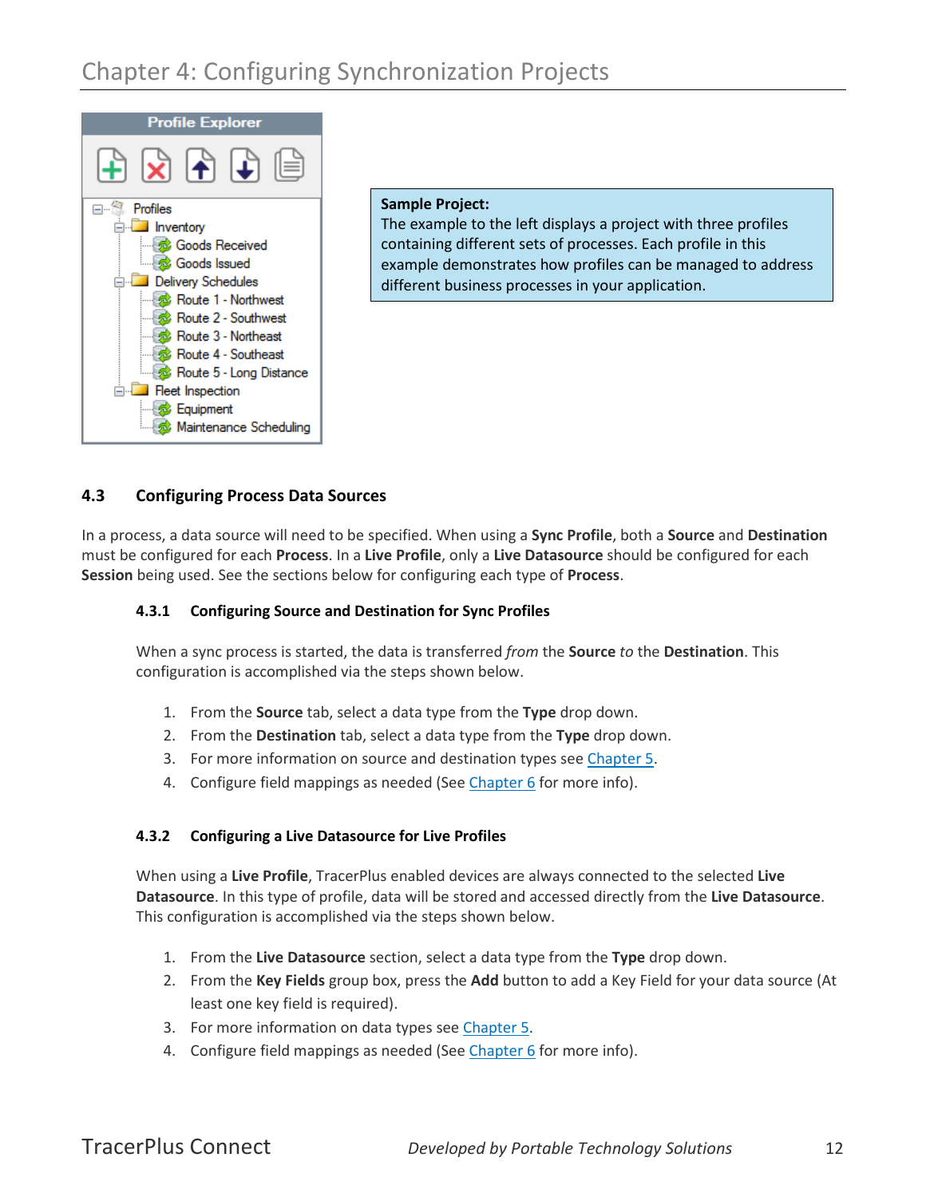Profile Explorer

- Profiles
  - Inventory
    - Goods Received
    - Goods Issued
  - Delivery Schedules
    - Route 1 - Northwest
    - Route 2 - Southwest
    - Route 3 - Northeast
    - Route 4 - Southeast
    - Route 5 - Long Distance
  - Fleet Inspection
    - Equipment
    - Maintenance Scheduling

**Sample Project:**
The example to the left displays a project with three profiles containing different sets of processes. Each profile in this example demonstrates how profiles can be managed to address different business processes in your application.

### 4.3 Configuring Process Data Sources

In a process, a data source will need to be specified. When using a **Sync Profile**, both a **Source** and **Destination** must be configured for each **Process**. In a **Live Profile**, only a **Live Datasource** should be configured for each **Session** being used. See the sections below for configuring each type of **Process**.

#### 4.3.1 Configuring Source and Destination for Sync Profiles

When a sync process is started, the data is transferred *from* the **Source** *to* the **Destination**. This configuration is accomplished via the steps shown below.

1. From the **Source** tab, select a data type from the **Type** drop down.
2. From the **Destination** tab, select a data type from the **Type** drop down.
3. For more information on source and destination types see Chapter 5.
4. Configure field mappings as needed (See Chapter 6 for more info).

#### 4.3.2 Configuring a Live Datasource for Live Profiles

When using a **Live Profile**, TracerPlus enabled devices are always connected to the selected **Live Datasource**. In this type of profile, data will be stored and accessed directly from the **Live Datasource**. This configuration is accomplished via the steps shown below.

1. From the **Live Datasource** section, select a data type from the **Type** drop down.
2. From the **Key Fields** group box, press the **Add** button to add a Key Field for your data source (At least one key field is required).
3. For more information on data types see Chapter 5.
4. Configure field mappings as needed (See Chapter 6 for more info).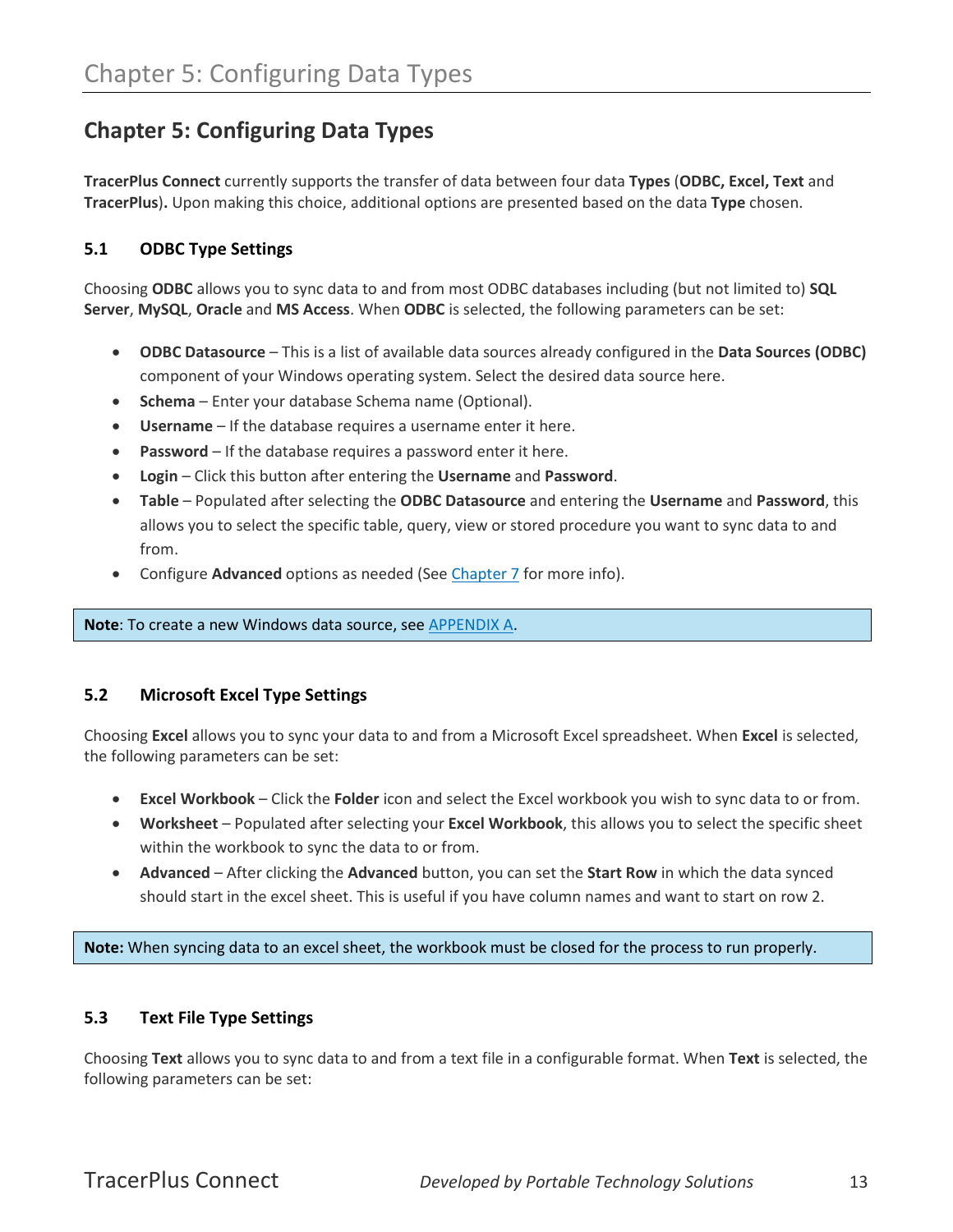# Chapter 5: Configuring Data Types

**TracerPlus Connect** currently supports the transfer of data between four data **Types** (**ODBC, Excel, Text** and **TracerPlus**)**.** Upon making this choice, additional options are presented based on the data **Type** chosen.

### 5.1 ODBC Type Settings

Choosing **ODBC** allows you to sync data to and from most ODBC databases including (but not limited to) **SQL Server**, **MySQL**, **Oracle** and **MS Access**. When **ODBC** is selected, the following parameters can be set:

- **ODBC Datasource** – This is a list of available data sources already configured in the **Data Sources (ODBC)** component of your Windows operating system. Select the desired data source here.
- **Schema** – Enter your database Schema name (Optional).
- **Username** – If the database requires a username enter it here.
- **Password** – If the database requires a password enter it here.
- **Login** – Click this button after entering the **Username** and **Password**.
- **Table** – Populated after selecting the **ODBC Datasource** and entering the **Username** and **Password**, this allows you to select the specific table, query, view or stored procedure you want to sync data to and from.
- Configure **Advanced** options as needed (See Chapter 7 for more info).

**Note**: To create a new Windows data source, see APPENDIX A.

### 5.2 Microsoft Excel Type Settings

Choosing **Excel** allows you to sync your data to and from a Microsoft Excel spreadsheet. When **Excel** is selected, the following parameters can be set:

- **Excel Workbook** – Click the **Folder** icon and select the Excel workbook you wish to sync data to or from.
- **Worksheet** – Populated after selecting your **Excel Workbook**, this allows you to select the specific sheet within the workbook to sync the data to or from.
- **Advanced** – After clicking the **Advanced** button, you can set the **Start Row** in which the data synced should start in the excel sheet. This is useful if you have column names and want to start on row 2.

**Note:** When syncing data to an excel sheet, the workbook must be closed for the process to run properly.

### 5.3 Text File Type Settings

Choosing **Text** allows you to sync data to and from a text file in a configurable format. When **Text** is selected, the following parameters can be set: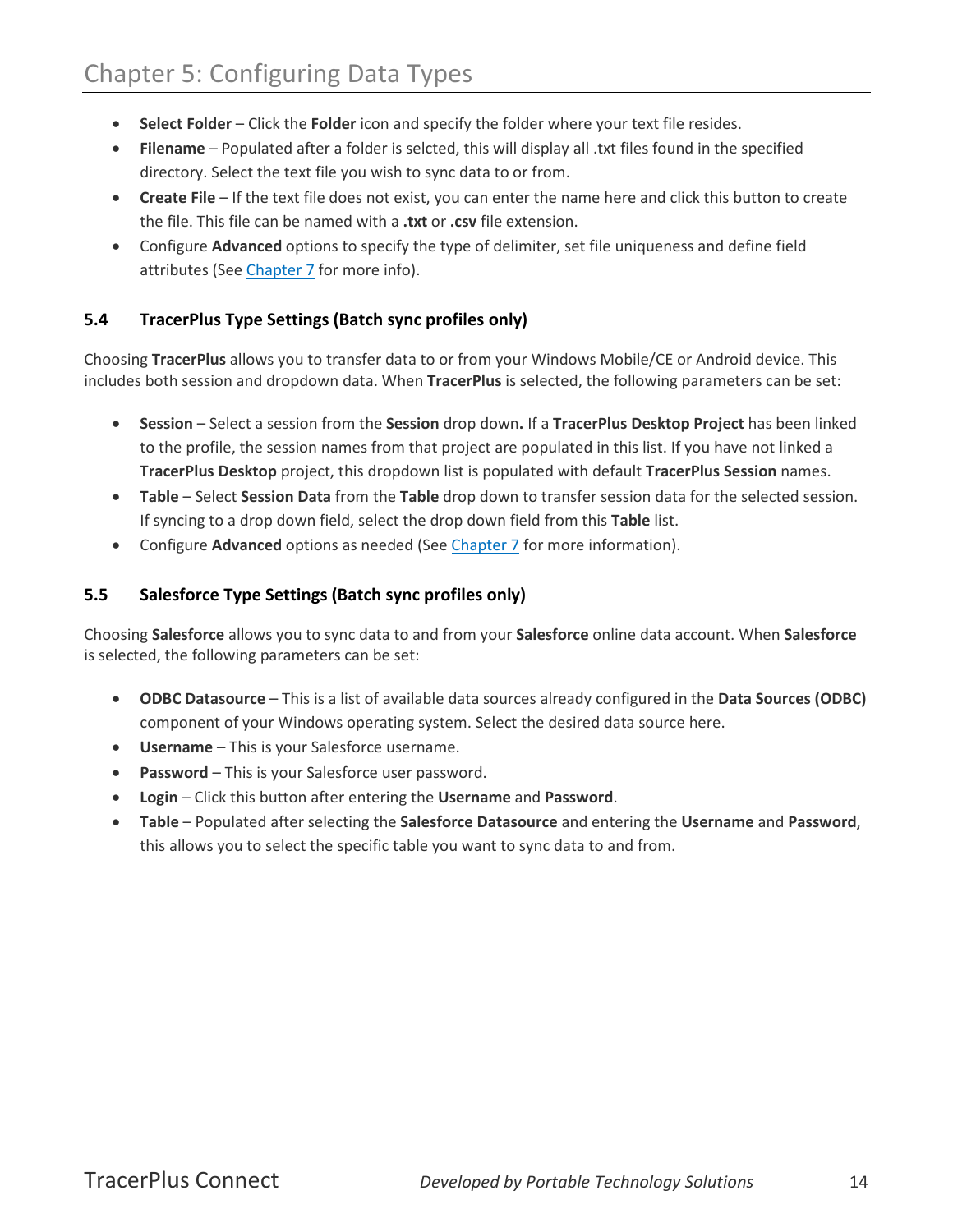- **Select Folder** – Click the **Folder** icon and specify the folder where your text file resides.
- **Filename** – Populated after a folder is selcted, this will display all .txt files found in the specified directory. Select the text file you wish to sync data to or from.
- **Create File** – If the text file does not exist, you can enter the name here and click this button to create the file. This file can be named with a **.txt** or **.csv** file extension.
- Configure **Advanced** options to specify the type of delimiter, set file uniqueness and define field attributes (See Chapter 7 for more info).

### 5.4 TracerPlus Type Settings (Batch sync profiles only)

Choosing **TracerPlus** allows you to transfer data to or from your Windows Mobile/CE or Android device. This includes both session and dropdown data. When **TracerPlus** is selected, the following parameters can be set:

- **Session** – Select a session from the **Session** drop down**.** If a **TracerPlus Desktop Project** has been linked to the profile, the session names from that project are populated in this list. If you have not linked a **TracerPlus Desktop** project, this dropdown list is populated with default **TracerPlus Session** names.
- **Table** – Select **Session Data** from the **Table** drop down to transfer session data for the selected session. If syncing to a drop down field, select the drop down field from this **Table** list.
- Configure **Advanced** options as needed (See Chapter 7 for more information).

### 5.5 Salesforce Type Settings (Batch sync profiles only)

Choosing **Salesforce** allows you to sync data to and from your **Salesforce** online data account. When **Salesforce** is selected, the following parameters can be set:

- **ODBC Datasource** – This is a list of available data sources already configured in the **Data Sources (ODBC)** component of your Windows operating system. Select the desired data source here.
- **Username** – This is your Salesforce username.
- **Password** – This is your Salesforce user password.
- **Login** – Click this button after entering the **Username** and **Password**.
- **Table** – Populated after selecting the **Salesforce Datasource** and entering the **Username** and **Password**, this allows you to select the specific table you want to sync data to and from.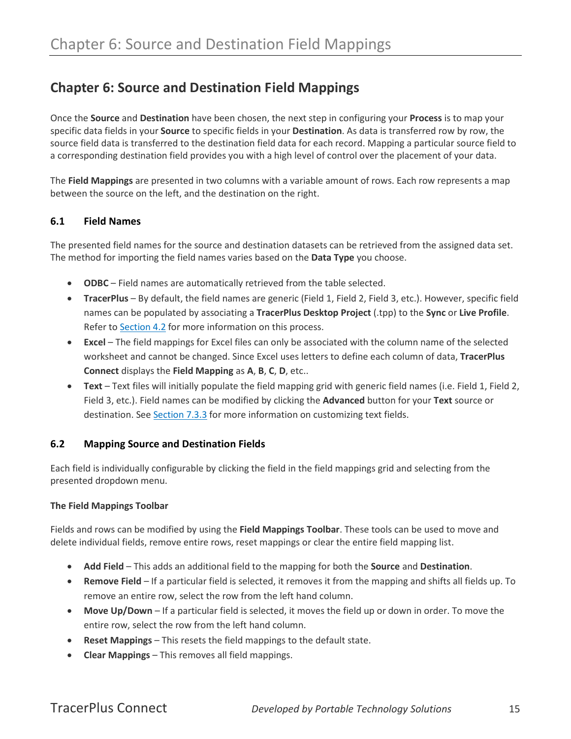# Chapter 6: Source and Destination Field Mappings

Once the **Source** and **Destination** have been chosen, the next step in configuring your **Process** is to map your specific data fields in your **Source** to specific fields in your **Destination**. As data is transferred row by row, the source field data is transferred to the destination field data for each record. Mapping a particular source field to a corresponding destination field provides you with a high level of control over the placement of your data.

The **Field Mappings** are presented in two columns with a variable amount of rows. Each row represents a map between the source on the left, and the destination on the right.

## 6.1 Field Names

The presented field names for the source and destination datasets can be retrieved from the assigned data set. The method for importing the field names varies based on the **Data Type** you choose.

- **ODBC** – Field names are automatically retrieved from the table selected.
- **TracerPlus** – By default, the field names are generic (Field 1, Field 2, Field 3, etc.). However, specific field names can be populated by associating a **TracerPlus Desktop Project** (.tpp) to the **Sync** or **Live Profile**. Refer to Section 4.2 for more information on this process.
- **Excel** – The field mappings for Excel files can only be associated with the column name of the selected worksheet and cannot be changed. Since Excel uses letters to define each column of data, **TracerPlus Connect** displays the **Field Mapping** as **A**, **B**, **C**, **D**, etc..
- **Text** – Text files will initially populate the field mapping grid with generic field names (i.e. Field 1, Field 2, Field 3, etc.). Field names can be modified by clicking the **Advanced** button for your **Text** source or destination. See Section 7.3.3 for more information on customizing text fields.

## 6.2 Mapping Source and Destination Fields

Each field is individually configurable by clicking the field in the field mappings grid and selecting from the presented dropdown menu.

#### The Field Mappings Toolbar

Fields and rows can be modified by using the **Field Mappings Toolbar**. These tools can be used to move and delete individual fields, remove entire rows, reset mappings or clear the entire field mapping list.

- **Add Field** – This adds an additional field to the mapping for both the **Source** and **Destination**.
- **Remove Field** – If a particular field is selected, it removes it from the mapping and shifts all fields up. To remove an entire row, select the row from the left hand column.
- **Move Up/Down** – If a particular field is selected, it moves the field up or down in order. To move the entire row, select the row from the left hand column.
- **Reset Mappings** – This resets the field mappings to the default state.
- **Clear Mappings** – This removes all field mappings.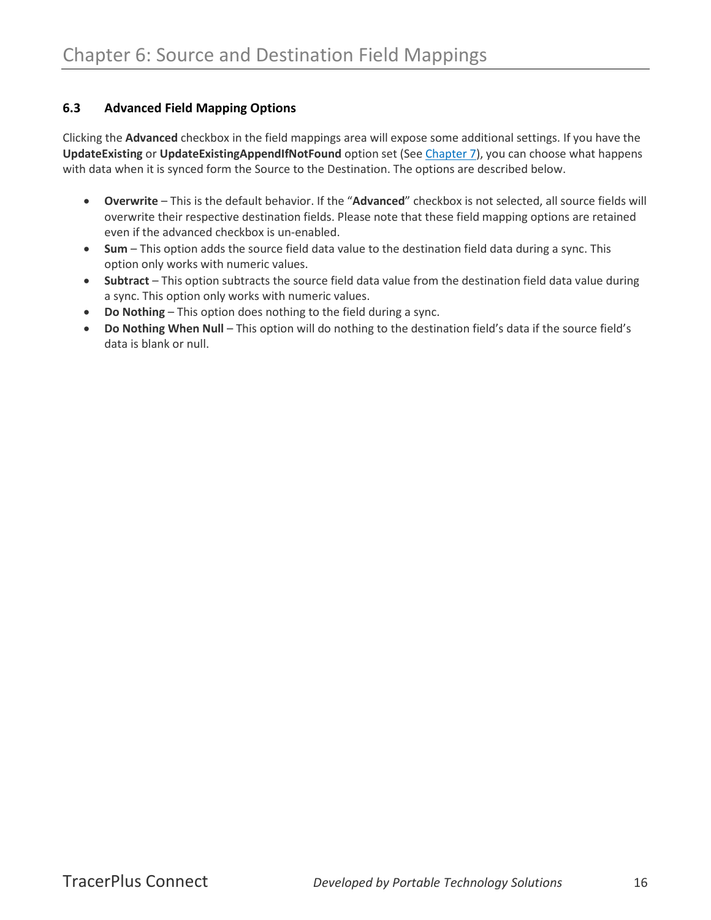### 6.3 Advanced Field Mapping Options

Clicking the **Advanced** checkbox in the field mappings area will expose some additional settings. If you have the **UpdateExisting** or **UpdateExistingAppendIfNotFound** option set (See Chapter 7), you can choose what happens with data when it is synced form the Source to the Destination. The options are described below.

- **Overwrite** – This is the default behavior. If the "**Advanced**" checkbox is not selected, all source fields will overwrite their respective destination fields. Please note that these field mapping options are retained even if the advanced checkbox is un-enabled.
- **Sum** – This option adds the source field data value to the destination field data during a sync. This option only works with numeric values.
- **Subtract** – This option subtracts the source field data value from the destination field data value during a sync. This option only works with numeric values.
- **Do Nothing** – This option does nothing to the field during a sync.
- **Do Nothing When Null** – This option will do nothing to the destination field's data if the source field's data is blank or null.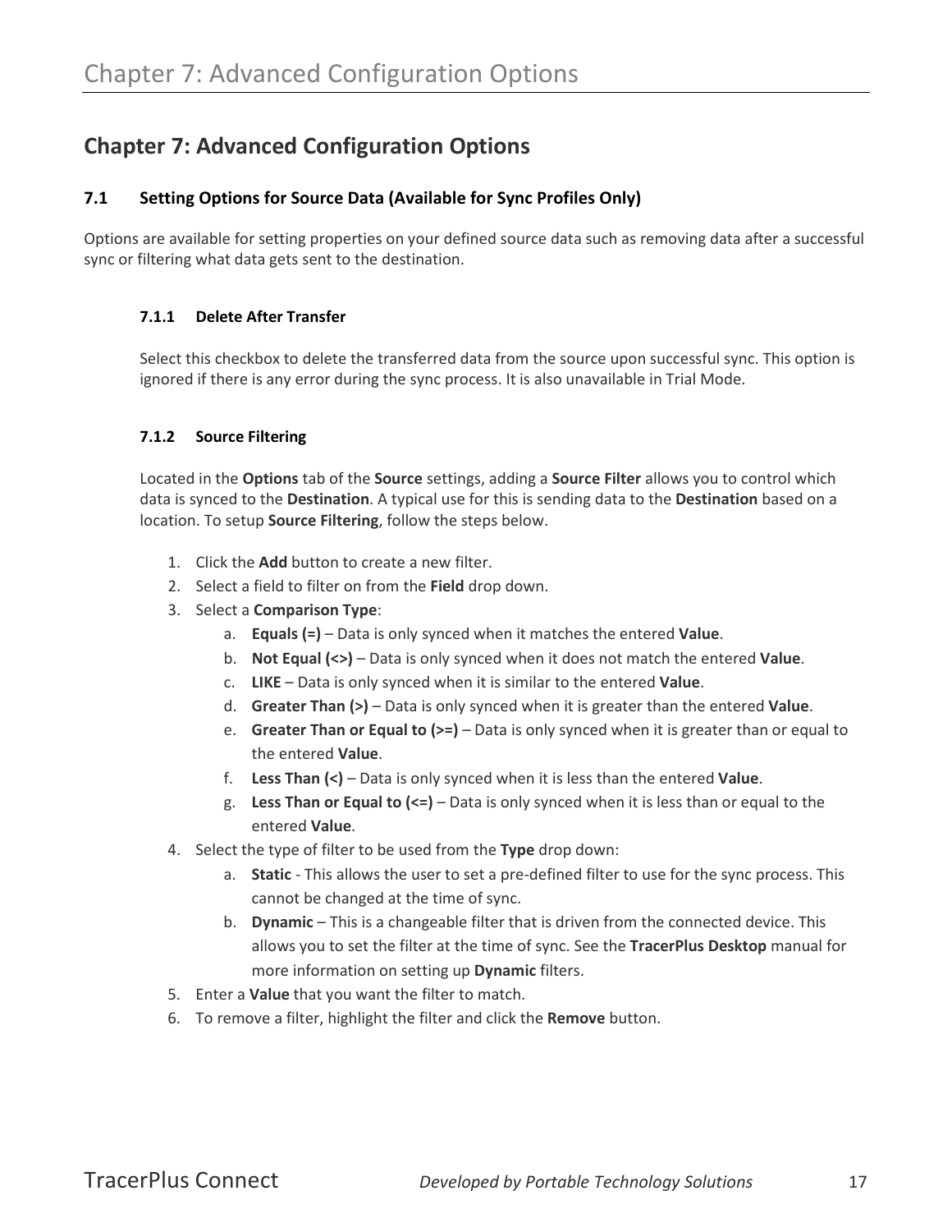# Chapter 7: Advanced Configuration Options

## 7.1 Setting Options for Source Data (Available for Sync Profiles Only)

Options are available for setting properties on your defined source data such as removing data after a successful sync or filtering what data gets sent to the destination.

### 7.1.1 Delete After Transfer

Select this checkbox to delete the transferred data from the source upon successful sync. This option is ignored if there is any error during the sync process. It is also unavailable in Trial Mode.

### 7.1.2 Source Filtering

Located in the **Options** tab of the **Source** settings, adding a **Source Filter** allows you to control which data is synced to the **Destination**. A typical use for this is sending data to the **Destination** based on a location. To setup **Source Filtering**, follow the steps below.

1. Click the **Add** button to create a new filter.
2. Select a field to filter on from the **Field** drop down.
3. Select a **Comparison Type**:
   a. **Equals (=)** – Data is only synced when it matches the entered **Value**.
   b. **Not Equal (<>)** – Data is only synced when it does not match the entered **Value**.
   c. **LIKE** – Data is only synced when it is similar to the entered **Value**.
   d. **Greater Than (>)** – Data is only synced when it is greater than the entered **Value**.
   e. **Greater Than or Equal to (>=)** – Data is only synced when it is greater than or equal to the entered **Value**.
   f. **Less Than (<)** – Data is only synced when it is less than the entered **Value**.
   g. **Less Than or Equal to (<=)** – Data is only synced when it is less than or equal to the entered **Value**.
4. Select the type of filter to be used from the **Type** drop down:
   a. **Static** - This allows the user to set a pre-defined filter to use for the sync process. This cannot be changed at the time of sync.
   b. **Dynamic** – This is a changeable filter that is driven from the connected device. This allows you to set the filter at the time of sync. See the **TracerPlus Desktop** manual for more information on setting up **Dynamic** filters.
5. Enter a **Value** that you want the filter to match.
6. To remove a filter, highlight the filter and click the **Remove** button.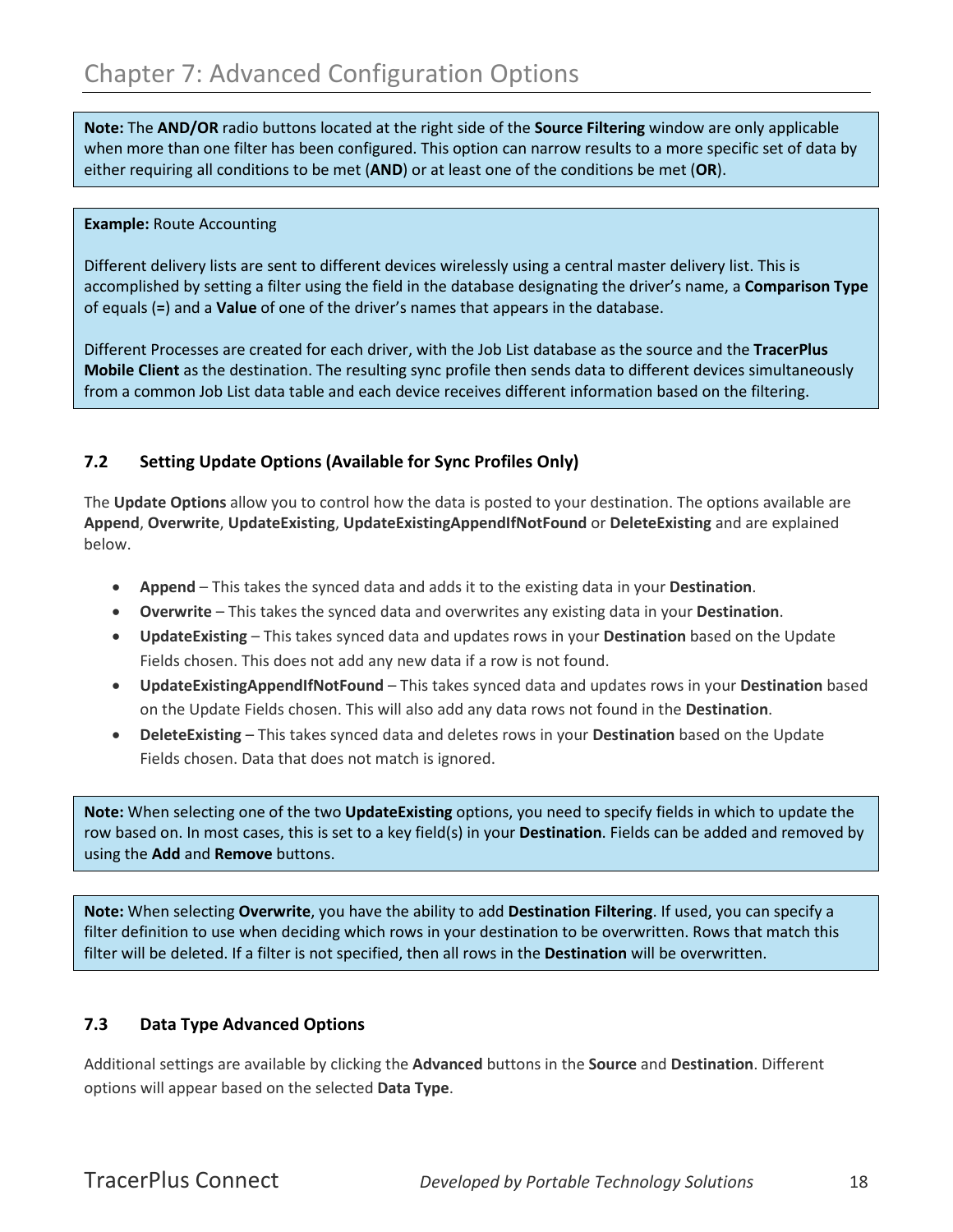**Note:** The **AND/OR** radio buttons located at the right side of the **Source Filtering** window are only applicable when more than one filter has been configured. This option can narrow results to a more specific set of data by either requiring all conditions to be met (**AND**) or at least one of the conditions be met (**OR**).

**Example:** Route Accounting

Different delivery lists are sent to different devices wirelessly using a central master delivery list. This is accomplished by setting a filter using the field in the database designating the driver's name, a **Comparison Type** of equals (**=**) and a **Value** of one of the driver's names that appears in the database.

Different Processes are created for each driver, with the Job List database as the source and the **TracerPlus Mobile Client** as the destination. The resulting sync profile then sends data to different devices simultaneously from a common Job List data table and each device receives different information based on the filtering.

### 7.2 Setting Update Options (Available for Sync Profiles Only)

The **Update Options** allow you to control how the data is posted to your destination. The options available are **Append**, **Overwrite**, **UpdateExisting**, **UpdateExistingAppendIfNotFound** or **DeleteExisting** and are explained below.

- **Append** – This takes the synced data and adds it to the existing data in your **Destination**.
- **Overwrite** – This takes the synced data and overwrites any existing data in your **Destination**.
- **UpdateExisting** – This takes synced data and updates rows in your **Destination** based on the Update Fields chosen. This does not add any new data if a row is not found.
- **UpdateExistingAppendIfNotFound** – This takes synced data and updates rows in your **Destination** based on the Update Fields chosen. This will also add any data rows not found in the **Destination**.
- **DeleteExisting** – This takes synced data and deletes rows in your **Destination** based on the Update Fields chosen. Data that does not match is ignored.

**Note:** When selecting one of the two **UpdateExisting** options, you need to specify fields in which to update the row based on. In most cases, this is set to a key field(s) in your **Destination**. Fields can be added and removed by using the **Add** and **Remove** buttons.

**Note:** When selecting **Overwrite**, you have the ability to add **Destination Filtering**. If used, you can specify a filter definition to use when deciding which rows in your destination to be overwritten. Rows that match this filter will be deleted. If a filter is not specified, then all rows in the **Destination** will be overwritten.

### 7.3 Data Type Advanced Options

Additional settings are available by clicking the **Advanced** buttons in the **Source** and **Destination**. Different options will appear based on the selected **Data Type**.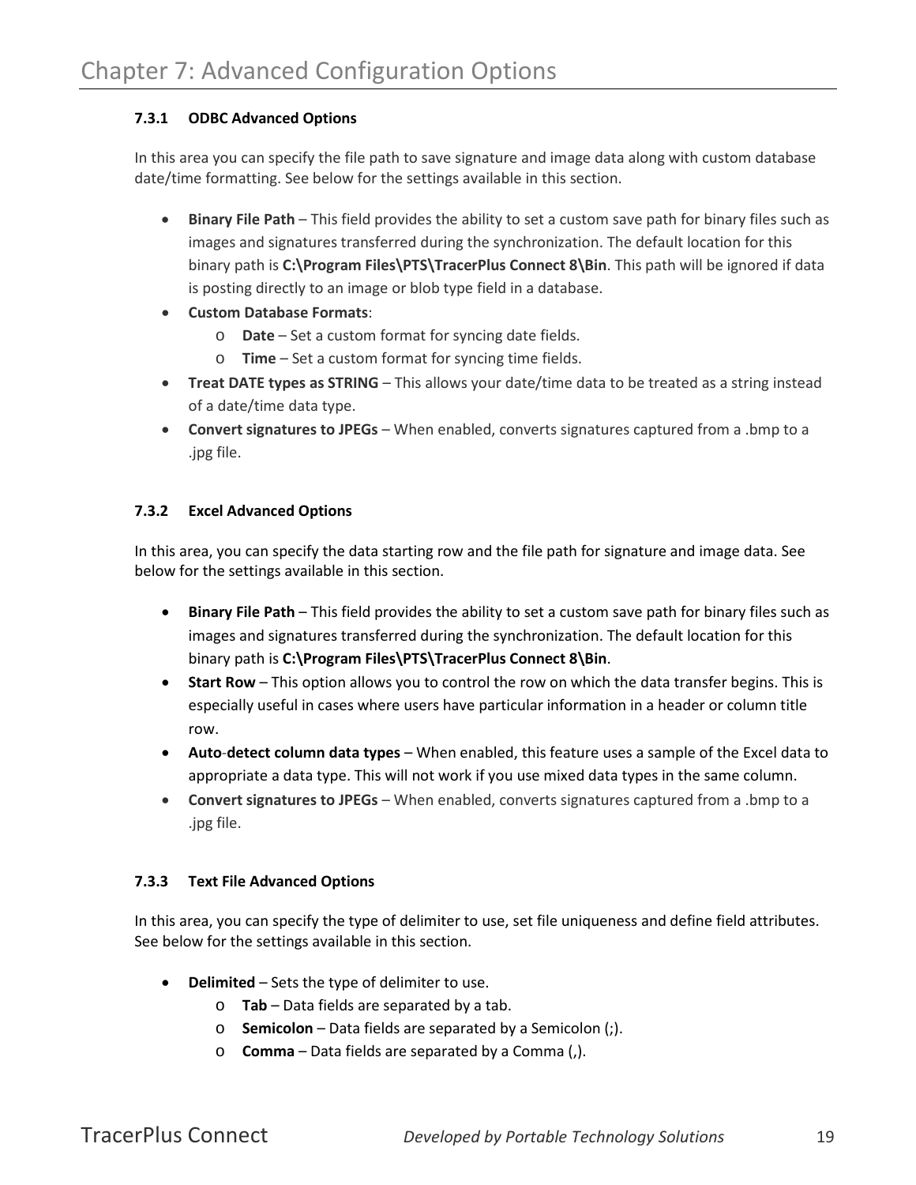### 7.3.1 ODBC Advanced Options

In this area you can specify the file path to save signature and image data along with custom database date/time formatting. See below for the settings available in this section.

- **Binary File Path** – This field provides the ability to set a custom save path for binary files such as images and signatures transferred during the synchronization. The default location for this binary path is **C:\Program Files\PTS\TracerPlus Connect 8\Bin**. This path will be ignored if data is posting directly to an image or blob type field in a database.
- **Custom Database Formats**:
  - **Date** – Set a custom format for syncing date fields.
  - **Time** – Set a custom format for syncing time fields.
- **Treat DATE types as STRING** – This allows your date/time data to be treated as a string instead of a date/time data type.
- **Convert signatures to JPEGs** – When enabled, converts signatures captured from a .bmp to a .jpg file.

### 7.3.2 Excel Advanced Options

In this area, you can specify the data starting row and the file path for signature and image data. See below for the settings available in this section.

- **Binary File Path** – This field provides the ability to set a custom save path for binary files such as images and signatures transferred during the synchronization. The default location for this binary path is **C:\Program Files\PTS\TracerPlus Connect 8\Bin**.
- **Start Row** – This option allows you to control the row on which the data transfer begins. This is especially useful in cases where users have particular information in a header or column title row.
- **Auto-detect column data types** – When enabled, this feature uses a sample of the Excel data to appropriate a data type. This will not work if you use mixed data types in the same column.
- **Convert signatures to JPEGs** – When enabled, converts signatures captured from a .bmp to a .jpg file.

### 7.3.3 Text File Advanced Options

In this area, you can specify the type of delimiter to use, set file uniqueness and define field attributes. See below for the settings available in this section.

- **Delimited** – Sets the type of delimiter to use.
  - **Tab** – Data fields are separated by a tab.
  - **Semicolon** – Data fields are separated by a Semicolon (;).
  - **Comma** – Data fields are separated by a Comma (,).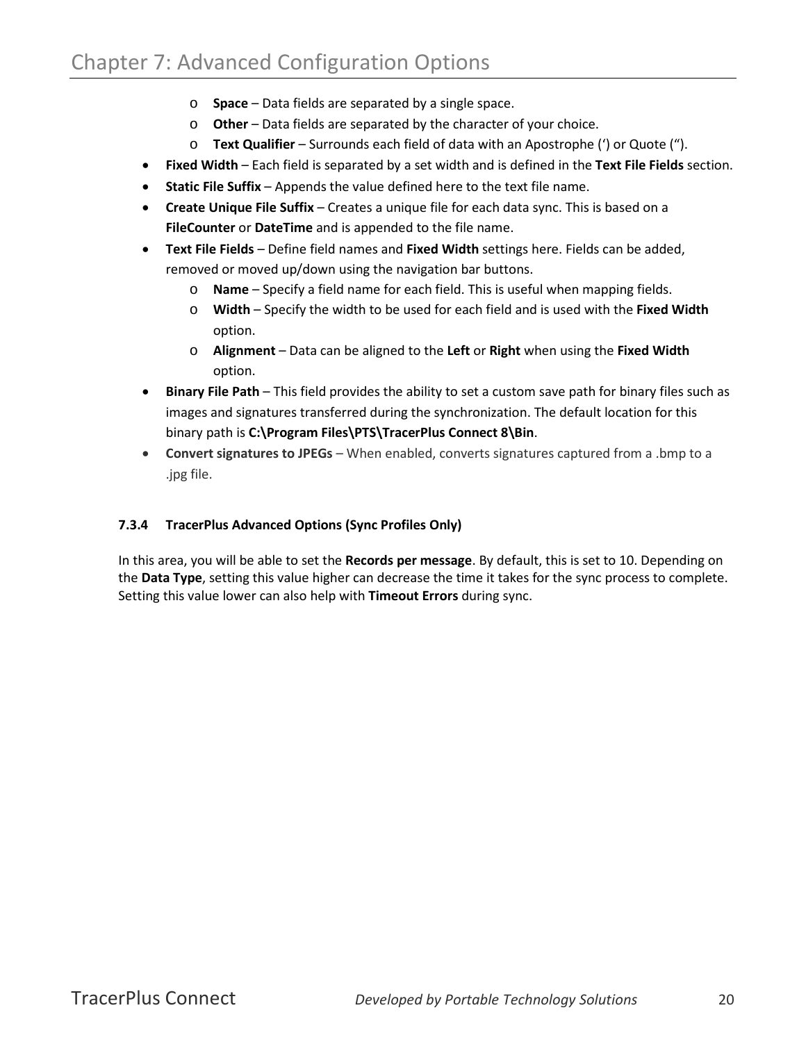- **Space** – Data fields are separated by a single space.
  - **Other** – Data fields are separated by the character of your choice.
  - **Text Qualifier** – Surrounds each field of data with an Apostrophe (‘) or Quote (“).
- **Fixed Width** – Each field is separated by a set width and is defined in the **Text File Fields** section.
- **Static File Suffix** – Appends the value defined here to the text file name.
- **Create Unique File Suffix** – Creates a unique file for each data sync. This is based on a **FileCounter** or **DateTime** and is appended to the file name.
- **Text File Fields** – Define field names and **Fixed Width** settings here. Fields can be added, removed or moved up/down using the navigation bar buttons.
  - **Name** – Specify a field name for each field. This is useful when mapping fields.
  - **Width** – Specify the width to be used for each field and is used with the **Fixed Width** option.
  - **Alignment** – Data can be aligned to the **Left** or **Right** when using the **Fixed Width** option.
- **Binary File Path** – This field provides the ability to set a custom save path for binary files such as images and signatures transferred during the synchronization. The default location for this binary path is **C:\Program Files\PTS\TracerPlus Connect 8\Bin**.
- **Convert signatures to JPEGs** – When enabled, converts signatures captured from a .bmp to a .jpg file.

#### 7.3.4 TracerPlus Advanced Options (Sync Profiles Only)

In this area, you will be able to set the **Records per message**. By default, this is set to 10. Depending on the **Data Type**, setting this value higher can decrease the time it takes for the sync process to complete. Setting this value lower can also help with **Timeout Errors** during sync.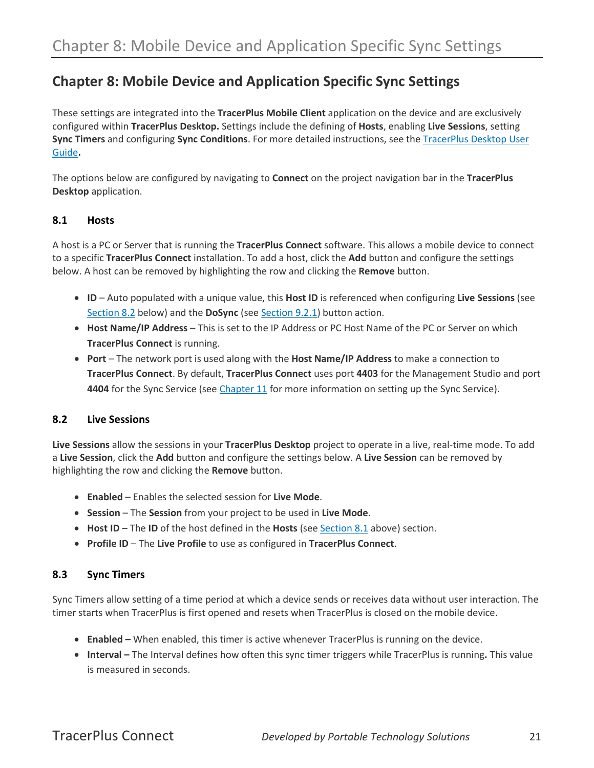# Chapter 8: Mobile Device and Application Specific Sync Settings

These settings are integrated into the **TracerPlus Mobile Client** application on the device and are exclusively configured within **TracerPlus Desktop.** Settings include the defining of **Hosts**, enabling **Live Sessions**, setting **Sync Timers** and configuring **Sync Conditions**. For more detailed instructions, see the [TracerPlus Desktop User Guide](#)**.**

The options below are configured by navigating to **Connect** on the project navigation bar in the **TracerPlus Desktop** application.

## 8.1 Hosts

A host is a PC or Server that is running the **TracerPlus Connect** software. This allows a mobile device to connect to a specific **TracerPlus Connect** installation. To add a host, click the **Add** button and configure the settings below. A host can be removed by highlighting the row and clicking the **Remove** button.

- **ID** – Auto populated with a unique value, this **Host ID** is referenced when configuring **Live Sessions** (see [Section 8.2](#) below) and the **DoSync** (see [Section 9.2.1](#)) button action.
- **Host Name/IP Address** – This is set to the IP Address or PC Host Name of the PC or Server on which **TracerPlus Connect** is running.
- **Port** – The network port is used along with the **Host Name/IP Address** to make a connection to **TracerPlus Connect**. By default, **TracerPlus Connect** uses port **4403** for the Management Studio and port **4404** for the Sync Service (see [Chapter 11](#) for more information on setting up the Sync Service).

## 8.2 Live Sessions

**Live Sessions** allow the sessions in your **TracerPlus Desktop** project to operate in a live, real-time mode. To add a **Live Session**, click the **Add** button and configure the settings below. A **Live Session** can be removed by highlighting the row and clicking the **Remove** button.

- **Enabled** – Enables the selected session for **Live Mode**.
- **Session** – The **Session** from your project to be used in **Live Mode**.
- **Host ID** – The **ID** of the host defined in the **Hosts** (see [Section 8.1](#) above) section.
- **Profile ID** – The **Live Profile** to use as configured in **TracerPlus Connect**.

## 8.3 Sync Timers

Sync Timers allow setting of a time period at which a device sends or receives data without user interaction. The timer starts when TracerPlus is first opened and resets when TracerPlus is closed on the mobile device.

- **Enabled –** When enabled, this timer is active whenever TracerPlus is running on the device.
- **Interval –** The Interval defines how often this sync timer triggers while TracerPlus is running**.** This value is measured in seconds.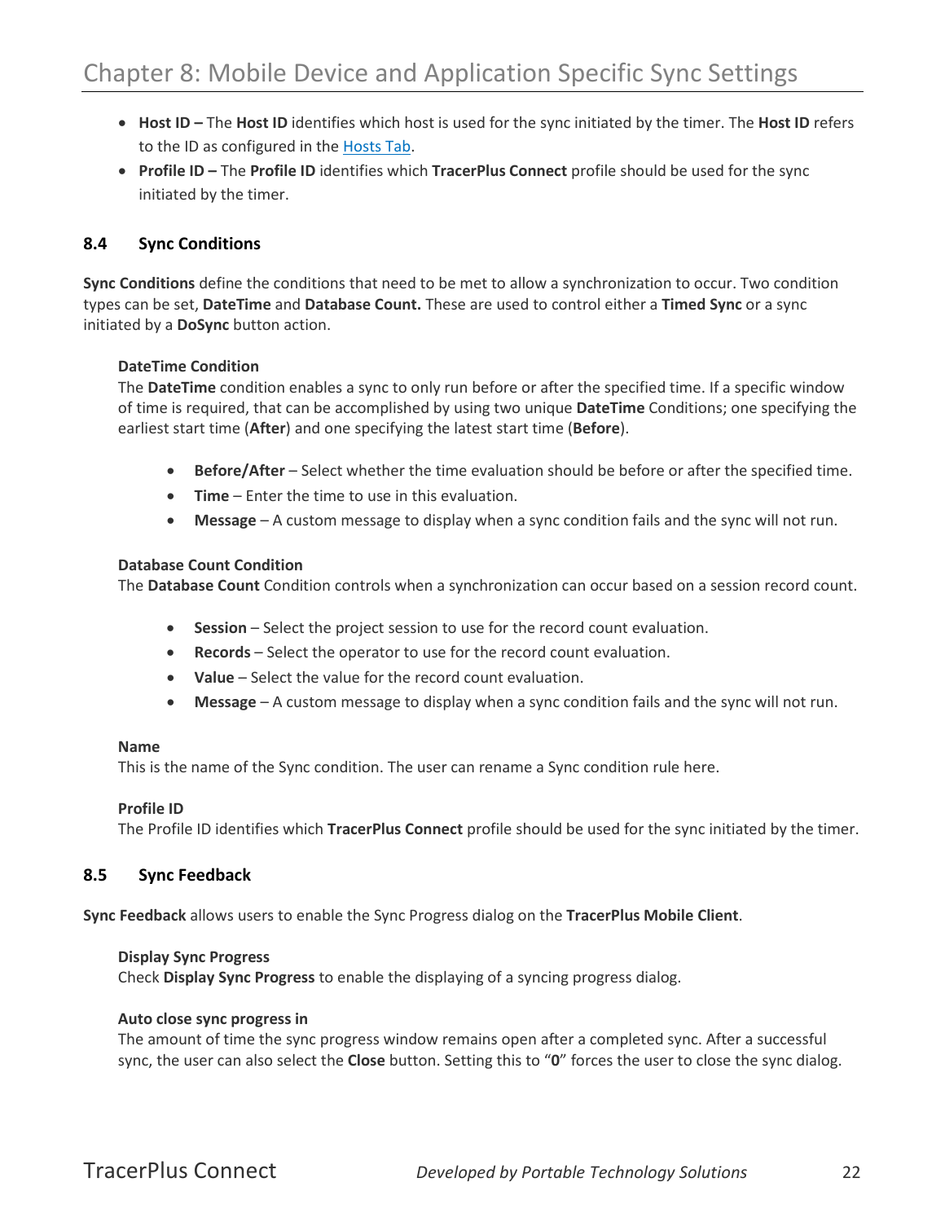- **Host ID –** The **Host ID** identifies which host is used for the sync initiated by the timer. The **Host ID** refers to the ID as configured in the Hosts Tab.
- **Profile ID –** The **Profile ID** identifies which **TracerPlus Connect** profile should be used for the sync initiated by the timer.

## 8.4 Sync Conditions

**Sync Conditions** define the conditions that need to be met to allow a synchronization to occur. Two condition types can be set, **DateTime** and **Database Count.** These are used to control either a **Timed Sync** or a sync initiated by a **DoSync** button action.

**DateTime Condition**
The **DateTime** condition enables a sync to only run before or after the specified time. If a specific window of time is required, that can be accomplished by using two unique **DateTime** Conditions; one specifying the earliest start time (**After**) and one specifying the latest start time (**Before**).

- **Before/After** – Select whether the time evaluation should be before or after the specified time.
- **Time** – Enter the time to use in this evaluation.
- **Message** – A custom message to display when a sync condition fails and the sync will not run.

**Database Count Condition**
The **Database Count** Condition controls when a synchronization can occur based on a session record count.

- **Session** – Select the project session to use for the record count evaluation.
- **Records** – Select the operator to use for the record count evaluation.
- **Value** – Select the value for the record count evaluation.
- **Message** – A custom message to display when a sync condition fails and the sync will not run.

**Name**
This is the name of the Sync condition. The user can rename a Sync condition rule here.

**Profile ID**
The Profile ID identifies which **TracerPlus Connect** profile should be used for the sync initiated by the timer.

## 8.5 Sync Feedback

**Sync Feedback** allows users to enable the Sync Progress dialog on the **TracerPlus Mobile Client**.

**Display Sync Progress**
Check **Display Sync Progress** to enable the displaying of a syncing progress dialog.

**Auto close sync progress in**
The amount of time the sync progress window remains open after a completed sync. After a successful sync, the user can also select the **Close** button. Setting this to "**0**" forces the user to close the sync dialog.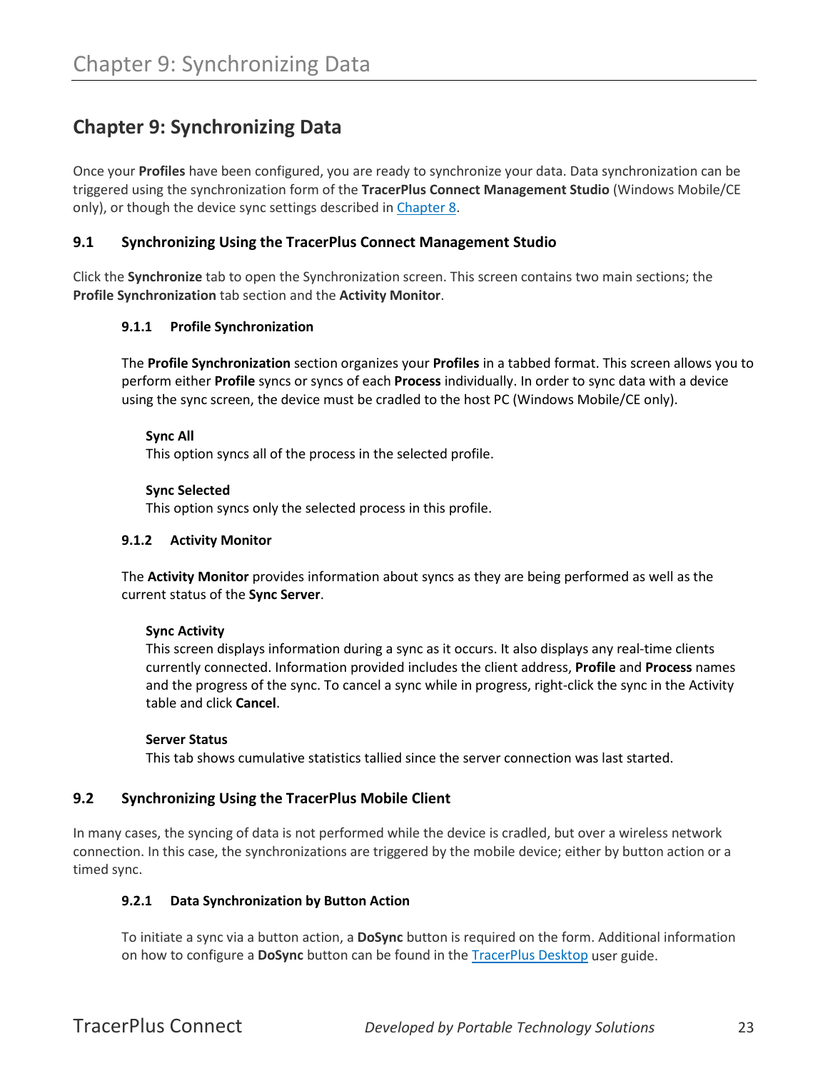# Chapter 9: Synchronizing Data

Once your **Profiles** have been configured, you are ready to synchronize your data. Data synchronization can be triggered using the synchronization form of the **TracerPlus Connect Management Studio** (Windows Mobile/CE only), or though the device sync settings described in Chapter 8.

## 9.1 Synchronizing Using the TracerPlus Connect Management Studio

Click the **Synchronize** tab to open the Synchronization screen. This screen contains two main sections; the **Profile Synchronization** tab section and the **Activity Monitor**.

### 9.1.1 Profile Synchronization

The **Profile Synchronization** section organizes your **Profiles** in a tabbed format. This screen allows you to perform either **Profile** syncs or syncs of each **Process** individually. In order to sync data with a device using the sync screen, the device must be cradled to the host PC (Windows Mobile/CE only).

**Sync All**
This option syncs all of the process in the selected profile.

**Sync Selected**
This option syncs only the selected process in this profile.

### 9.1.2 Activity Monitor

The **Activity Monitor** provides information about syncs as they are being performed as well as the current status of the **Sync Server**.

**Sync Activity**
This screen displays information during a sync as it occurs. It also displays any real-time clients currently connected. Information provided includes the client address, **Profile** and **Process** names and the progress of the sync. To cancel a sync while in progress, right-click the sync in the Activity table and click **Cancel**.

**Server Status**
This tab shows cumulative statistics tallied since the server connection was last started.

## 9.2 Synchronizing Using the TracerPlus Mobile Client

In many cases, the syncing of data is not performed while the device is cradled, but over a wireless network connection. In this case, the synchronizations are triggered by the mobile device; either by button action or a timed sync.

### 9.2.1 Data Synchronization by Button Action

To initiate a sync via a button action, a **DoSync** button is required on the form. Additional information on how to configure a **DoSync** button can be found in the TracerPlus Desktop user guide.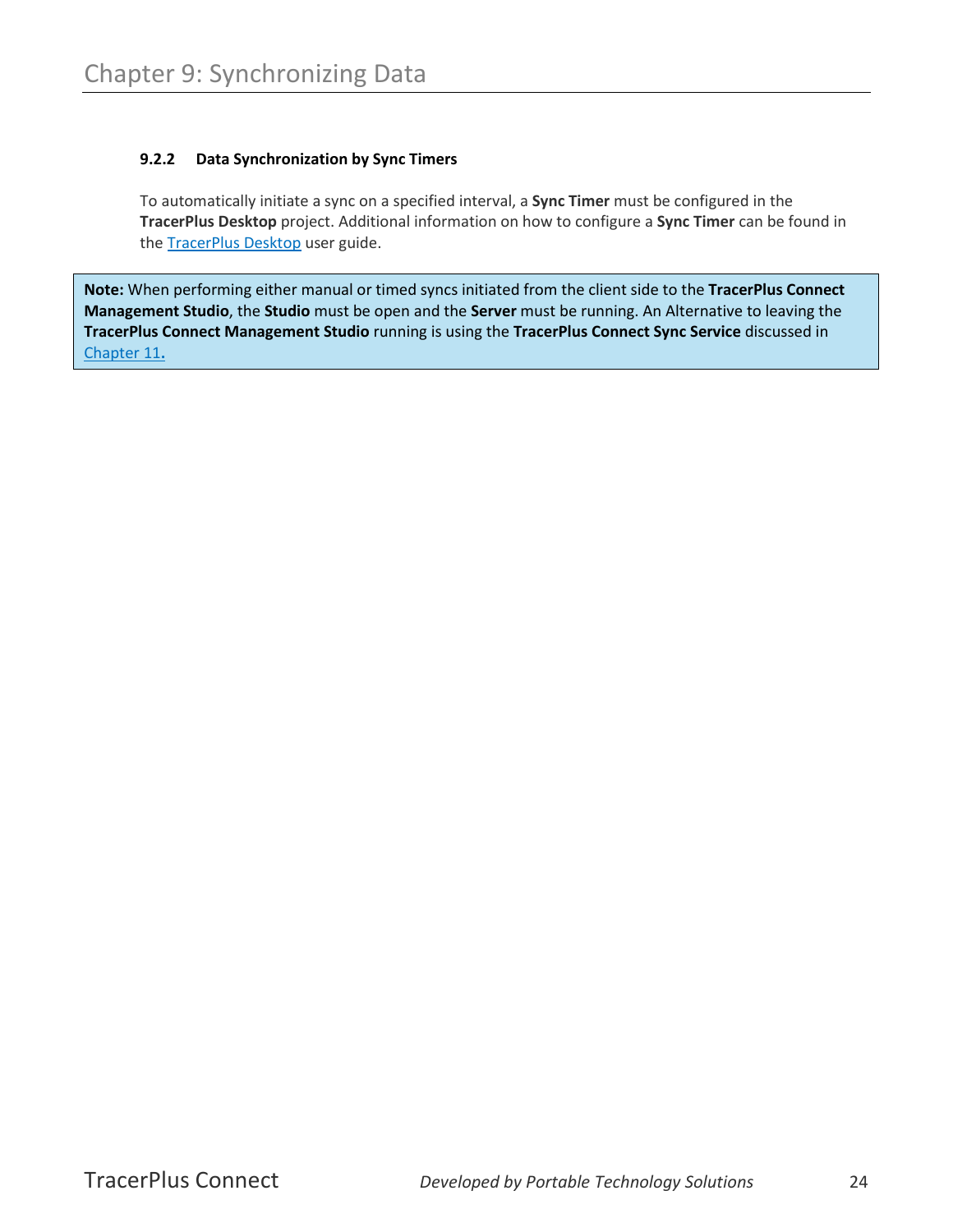### 9.2.2 Data Synchronization by Sync Timers

To automatically initiate a sync on a specified interval, a **Sync Timer** must be configured in the **TracerPlus Desktop** project. Additional information on how to configure a **Sync Timer** can be found in the TracerPlus Desktop user guide.

> **Note:** When performing either manual or timed syncs initiated from the client side to the **TracerPlus Connect Management Studio**, the **Studio** must be open and the **Server** must be running. An Alternative to leaving the **TracerPlus Connect Management Studio** running is using the **TracerPlus Connect Sync Service** discussed in Chapter 11.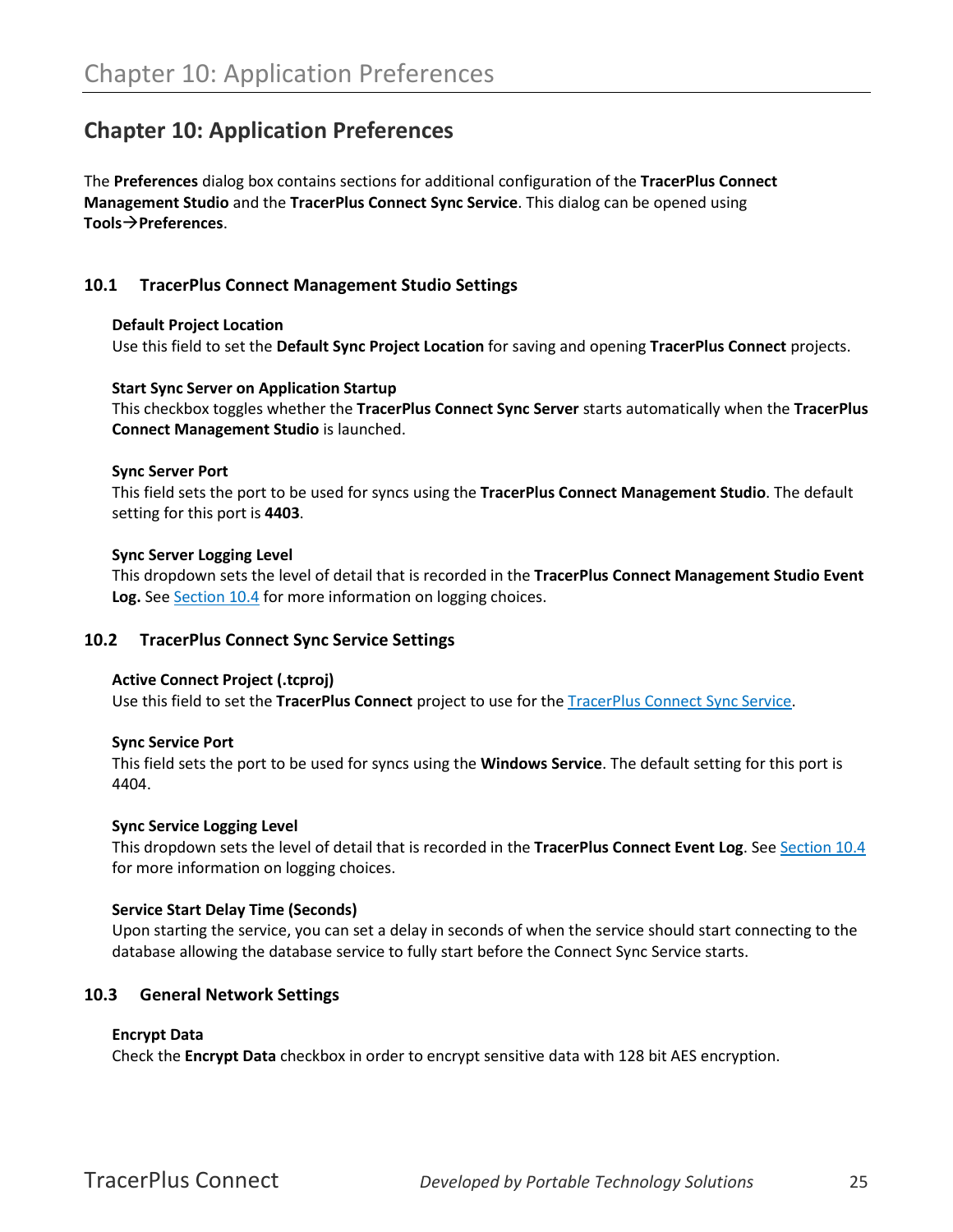# Chapter 10: Application Preferences

The **Preferences** dialog box contains sections for additional configuration of the **TracerPlus Connect Management Studio** and the **TracerPlus Connect Sync Service**. This dialog can be opened using **Tools→Preferences**.

## 10.1 TracerPlus Connect Management Studio Settings

**Default Project Location**
Use this field to set the **Default Sync Project Location** for saving and opening **TracerPlus Connect** projects.

**Start Sync Server on Application Startup**
This checkbox toggles whether the **TracerPlus Connect Sync Server** starts automatically when the **TracerPlus Connect Management Studio** is launched.

**Sync Server Port**
This field sets the port to be used for syncs using the **TracerPlus Connect Management Studio**. The default setting for this port is **4403**.

**Sync Server Logging Level**
This dropdown sets the level of detail that is recorded in the **TracerPlus Connect Management Studio Event Log.** See Section 10.4 for more information on logging choices.

## 10.2 TracerPlus Connect Sync Service Settings

**Active Connect Project (.tcproj)**
Use this field to set the **TracerPlus Connect** project to use for the TracerPlus Connect Sync Service.

**Sync Service Port**
This field sets the port to be used for syncs using the **Windows Service**. The default setting for this port is 4404.

**Sync Service Logging Level**
This dropdown sets the level of detail that is recorded in the **TracerPlus Connect Event Log**. See Section 10.4 for more information on logging choices.

**Service Start Delay Time (Seconds)**
Upon starting the service, you can set a delay in seconds of when the service should start connecting to the database allowing the database service to fully start before the Connect Sync Service starts.

## 10.3 General Network Settings

**Encrypt Data**
Check the **Encrypt Data** checkbox in order to encrypt sensitive data with 128 bit AES encryption.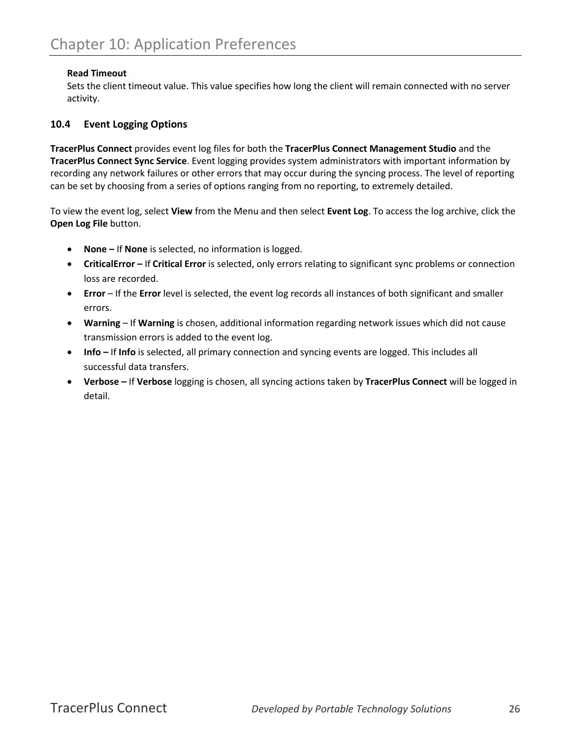**Read Timeout**

Sets the client timeout value. This value specifies how long the client will remain connected with no server activity.

### 10.4 Event Logging Options

**TracerPlus Connect** provides event log files for both the **TracerPlus Connect Management Studio** and the **TracerPlus Connect Sync Service**. Event logging provides system administrators with important information by recording any network failures or other errors that may occur during the syncing process. The level of reporting can be set by choosing from a series of options ranging from no reporting, to extremely detailed.

To view the event log, select **View** from the Menu and then select **Event Log**. To access the log archive, click the **Open Log File** button.

- **None –** If **None** is selected, no information is logged.
- **CriticalError –** If **Critical Error** is selected, only errors relating to significant sync problems or connection loss are recorded.
- **Error** – If the **Error** level is selected, the event log records all instances of both significant and smaller errors.
- **Warning** – If **Warning** is chosen, additional information regarding network issues which did not cause transmission errors is added to the event log.
- **Info –** If **Info** is selected, all primary connection and syncing events are logged. This includes all successful data transfers.
- **Verbose –** If **Verbose** logging is chosen, all syncing actions taken by **TracerPlus Connect** will be logged in detail.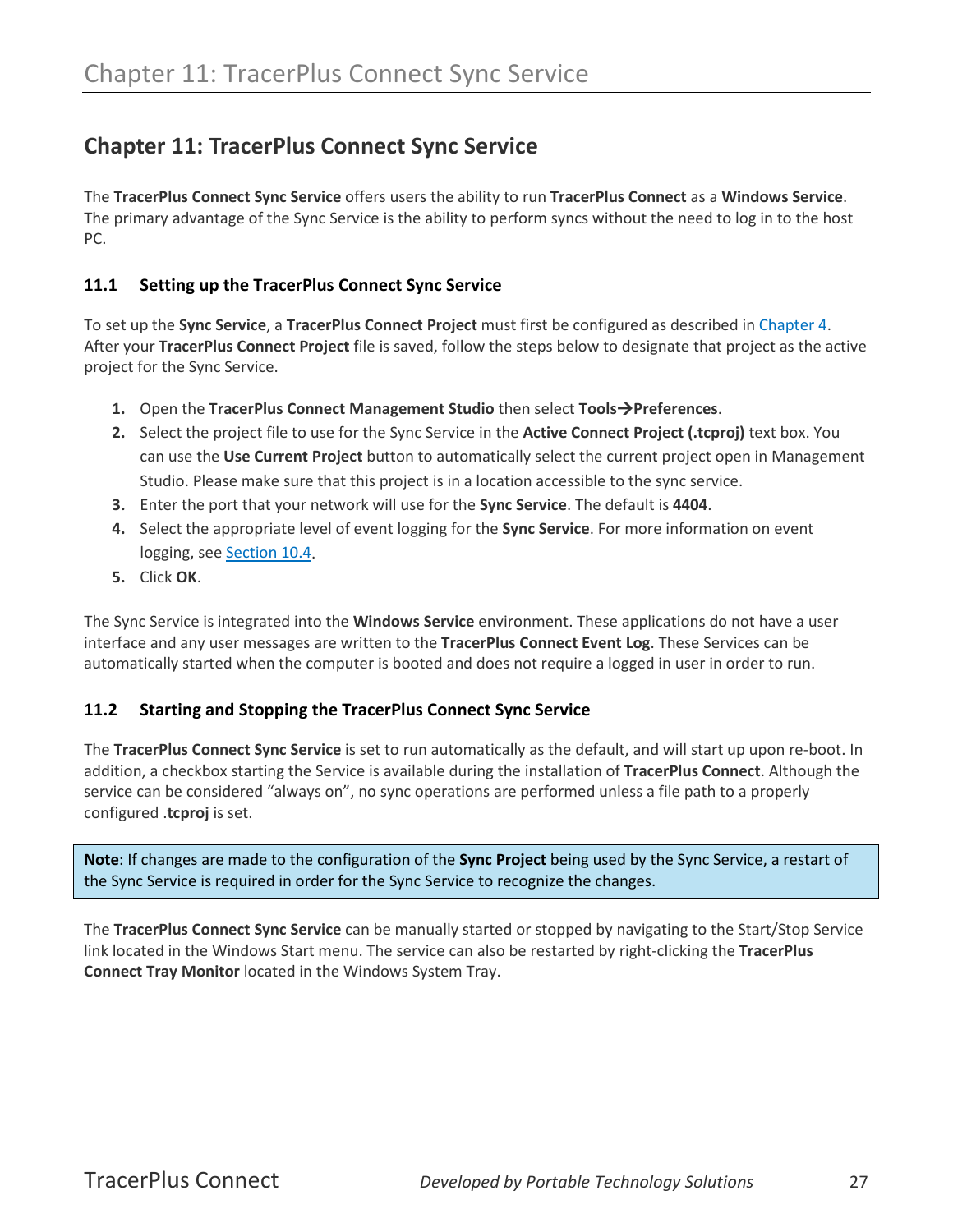# Chapter 11: TracerPlus Connect Sync Service

The **TracerPlus Connect Sync Service** offers users the ability to run **TracerPlus Connect** as a **Windows Service**. The primary advantage of the Sync Service is the ability to perform syncs without the need to log in to the host PC.

## 11.1 Setting up the TracerPlus Connect Sync Service

To set up the **Sync Service**, a **TracerPlus Connect Project** must first be configured as described in Chapter 4. After your **TracerPlus Connect Project** file is saved, follow the steps below to designate that project as the active project for the Sync Service.

1. Open the **TracerPlus Connect Management Studio** then select **Tools→Preferences**.
2. Select the project file to use for the Sync Service in the **Active Connect Project (.tcproj)** text box. You can use the **Use Current Project** button to automatically select the current project open in Management Studio. Please make sure that this project is in a location accessible to the sync service.
3. Enter the port that your network will use for the **Sync Service**. The default is **4404**.
4. Select the appropriate level of event logging for the **Sync Service**. For more information on event logging, see Section 10.4.
5. Click **OK**.

The Sync Service is integrated into the **Windows Service** environment. These applications do not have a user interface and any user messages are written to the **TracerPlus Connect Event Log**. These Services can be automatically started when the computer is booted and does not require a logged in user in order to run.

## 11.2 Starting and Stopping the TracerPlus Connect Sync Service

The **TracerPlus Connect Sync Service** is set to run automatically as the default, and will start up upon re-boot. In addition, a checkbox starting the Service is available during the installation of **TracerPlus Connect**. Although the service can be considered "always on", no sync operations are performed unless a file path to a properly configured .**tcproj** is set.

> **Note**: If changes are made to the configuration of the **Sync Project** being used by the Sync Service, a restart of the Sync Service is required in order for the Sync Service to recognize the changes.

The **TracerPlus Connect Sync Service** can be manually started or stopped by navigating to the Start/Stop Service link located in the Windows Start menu. The service can also be restarted by right-clicking the **TracerPlus Connect Tray Monitor** located in the Windows System Tray.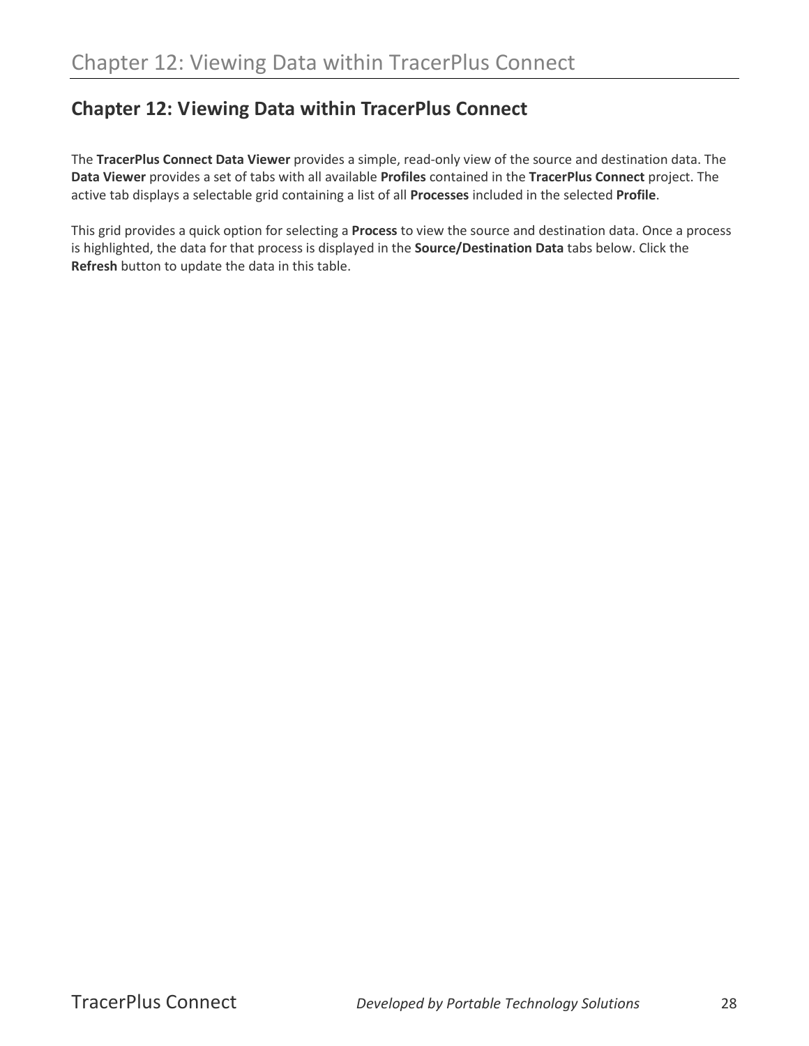## Chapter 12: Viewing Data within TracerPlus Connect

The **TracerPlus Connect Data Viewer** provides a simple, read-only view of the source and destination data. The **Data Viewer** provides a set of tabs with all available **Profiles** contained in the **TracerPlus Connect** project. The active tab displays a selectable grid containing a list of all **Processes** included in the selected **Profile**.

This grid provides a quick option for selecting a **Process** to view the source and destination data. Once a process is highlighted, the data for that process is displayed in the **Source/Destination Data** tabs below. Click the **Refresh** button to update the data in this table.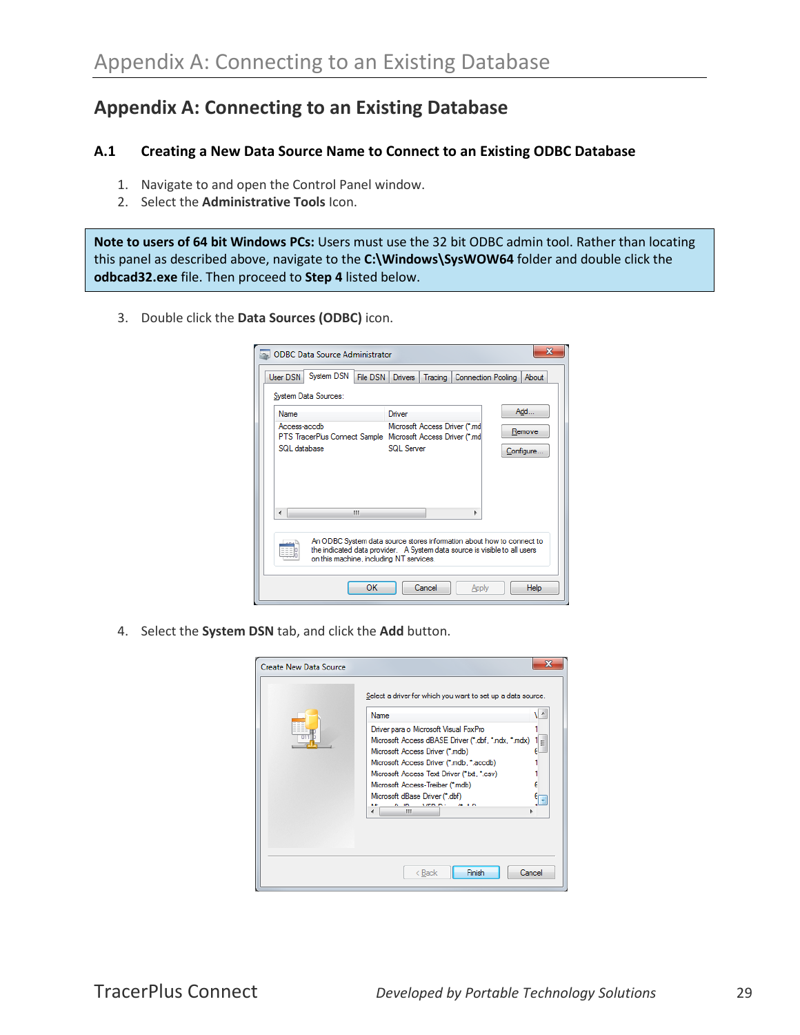# Appendix A: Connecting to an Existing Database

## A.1 Creating a New Data Source Name to Connect to an Existing ODBC Database

1. Navigate to and open the Control Panel window.
2. Select the **Administrative Tools** Icon.

**Note to users of 64 bit Windows PCs:** Users must use the 32 bit ODBC admin tool. Rather than locating this panel as described above, navigate to the **C:\Windows\SysWOW64** folder and double click the **odbcad32.exe** file. Then proceed to **Step 4** listed below.

3. Double click the **Data Sources (ODBC)** icon.

4. Select the **System DSN** tab, and click the **Add** button.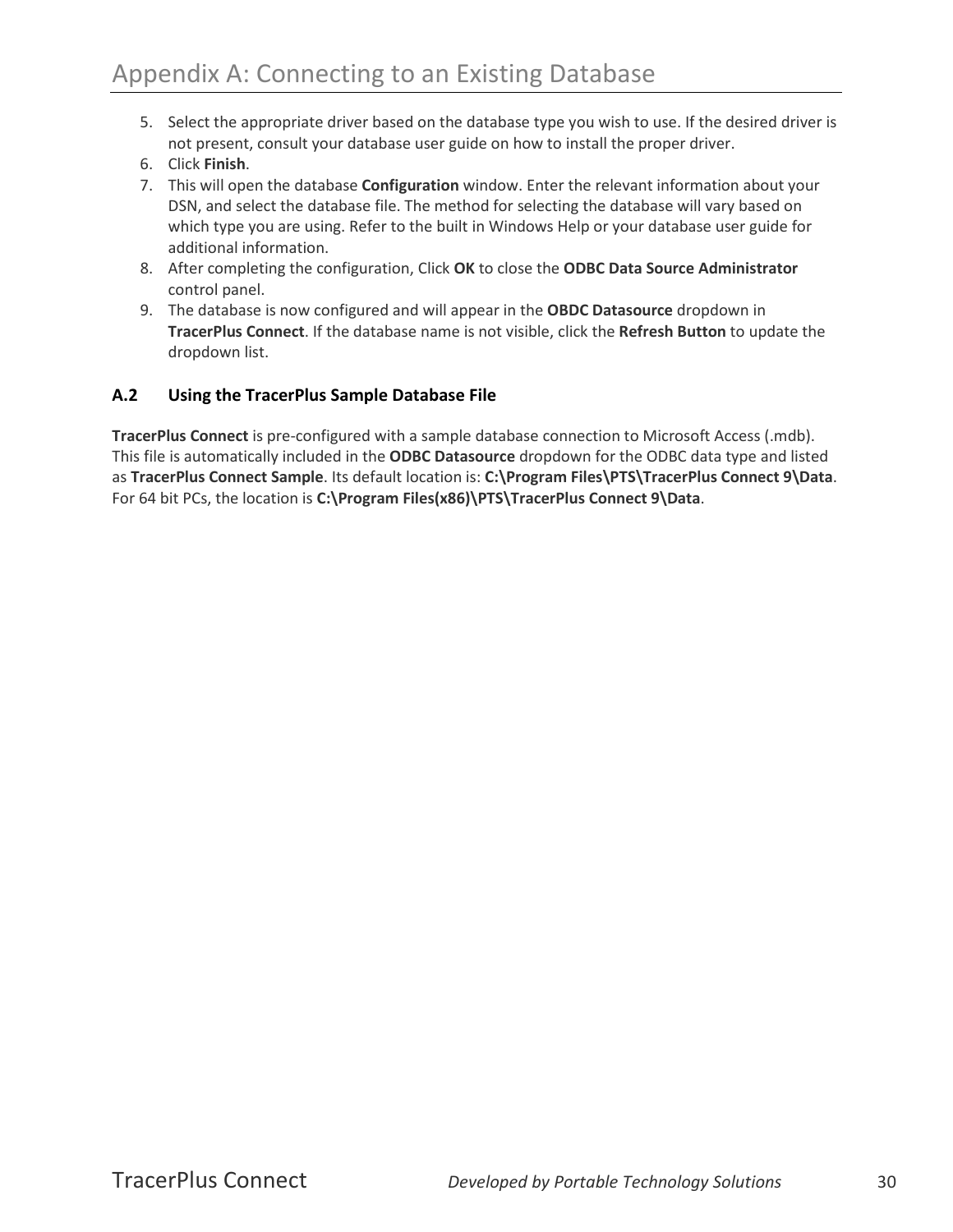5. Select the appropriate driver based on the database type you wish to use. If the desired driver is not present, consult your database user guide on how to install the proper driver.
6. Click **Finish**.
7. This will open the database **Configuration** window. Enter the relevant information about your DSN, and select the database file. The method for selecting the database will vary based on which type you are using. Refer to the built in Windows Help or your database user guide for additional information.
8. After completing the configuration, Click **OK** to close the **ODBC Data Source Administrator** control panel.
9. The database is now configured and will appear in the **OBDC Datasource** dropdown in **TracerPlus Connect**. If the database name is not visible, click the **Refresh Button** to update the dropdown list.

### A.2 Using the TracerPlus Sample Database File

**TracerPlus Connect** is pre-configured with a sample database connection to Microsoft Access (.mdb). This file is automatically included in the **ODBC Datasource** dropdown for the ODBC data type and listed as **TracerPlus Connect Sample**. Its default location is: **C:\Program Files\PTS\TracerPlus Connect 9\Data**. For 64 bit PCs, the location is **C:\Program Files(x86)\PTS\TracerPlus Connect 9\Data**.